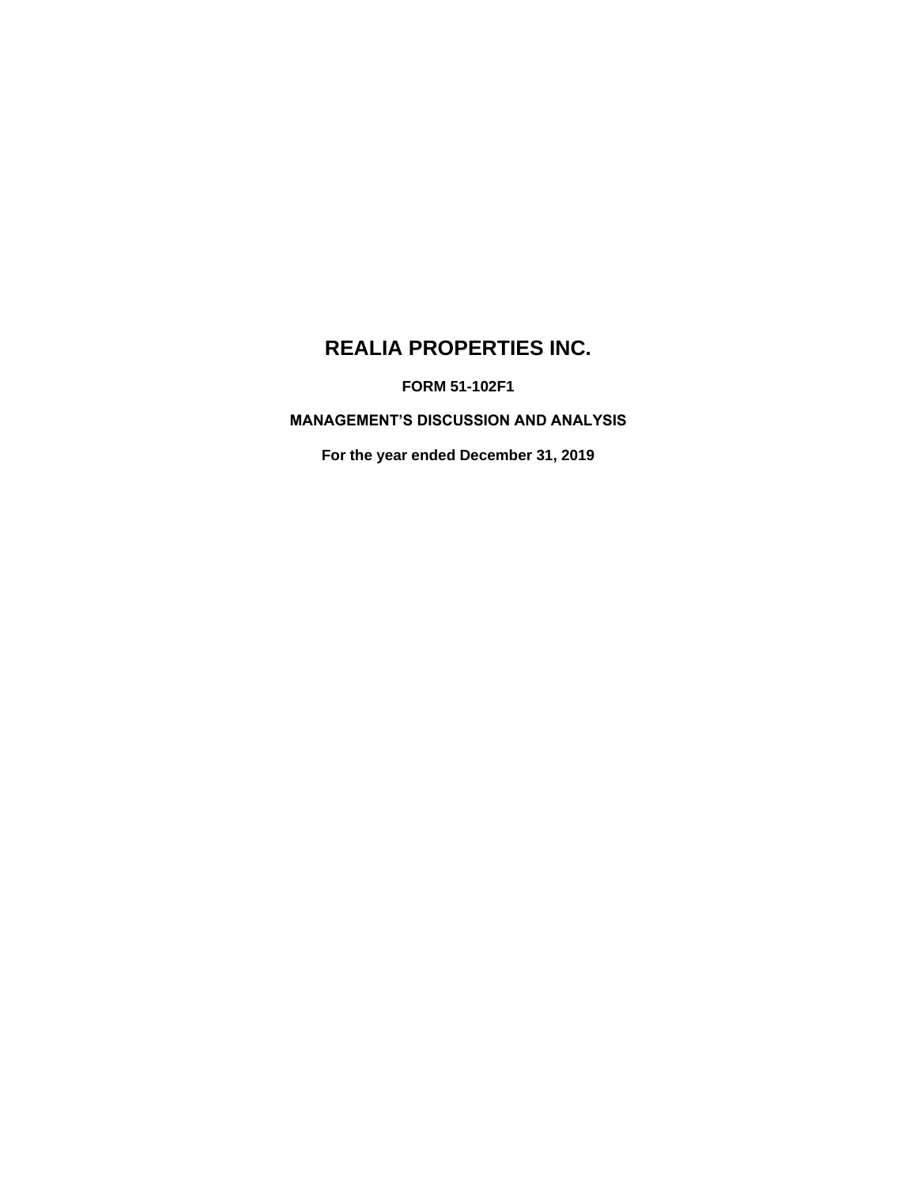# REALIA PROPERTIES INC.

**FORM 51-102F1**

**MANAGEMENT'S DISCUSSION AND ANALYSIS**

**For the year ended December 31, 2019**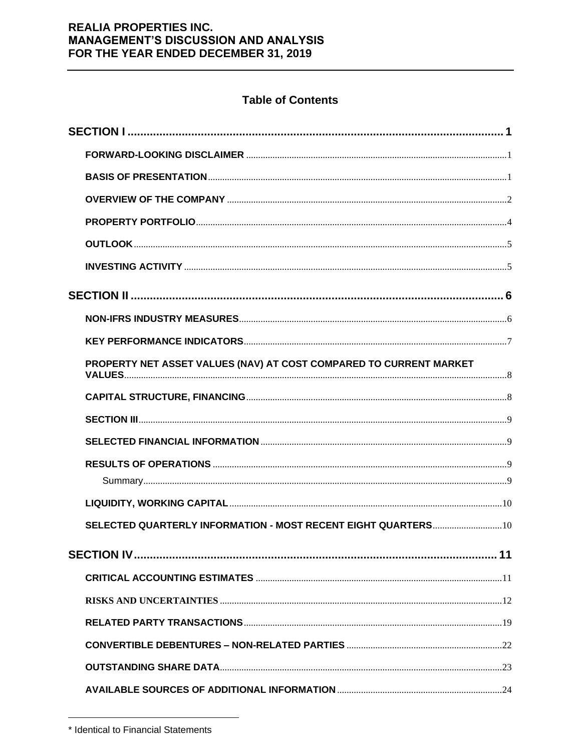# REALIA PROPERTIES INC.
# MANAGEMENT'S DISCUSSION AND ANALYSIS
# FOR THE YEAR ENDED DECEMBER 31, 2019

## Table of Contents

**SECTION I** ........................................................ 1

- **FORWARD-LOOKING DISCLAIMER** ........................................................ 1
- **BASIS OF PRESENTATION** ........................................................ 1
- **OVERVIEW OF THE COMPANY** ........................................................ 2
- **PROPERTY PORTFOLIO** ........................................................ 4
- **OUTLOOK** ........................................................ 5
- **INVESTING ACTIVITY** ........................................................ 5

**SECTION II** ........................................................ 6

- **NON-IFRS INDUSTRY MEASURES** ........................................................ 6
- **KEY PERFORMANCE INDICATORS** ........................................................ 7
- **PROPERTY NET ASSET VALUES (NAV) AT COST COMPARED TO CURRENT MARKET VALUES** ........................................................ 8
- **CAPITAL STRUCTURE, FINANCING** ........................................................ 8
- **SECTION III** ........................................................ 9
- **SELECTED FINANCIAL INFORMATION** ........................................................ 9
- **RESULTS OF OPERATIONS** ........................................................ 9
  - Summary ........................................................ 9
- **LIQUIDITY, WORKING CAPITAL** ........................................................ 10
- **SELECTED QUARTERLY INFORMATION - MOST RECENT EIGHT QUARTERS** ........................................................ 10

**SECTION IV** ........................................................ 11

- **CRITICAL ACCOUNTING ESTIMATES** ........................................................ 11
- **RISKS AND UNCERTAINTIES** ........................................................ 12
- **RELATED PARTY TRANSACTIONS** ........................................................ 19
- **CONVERTIBLE DEBENTURES – NON-RELATED PARTIES** ........................................................ 22
- **OUTSTANDING SHARE DATA** ........................................................ 23
- **AVAILABLE SOURCES OF ADDITIONAL INFORMATION** ........................................................ 24

---

* Identical to Financial Statements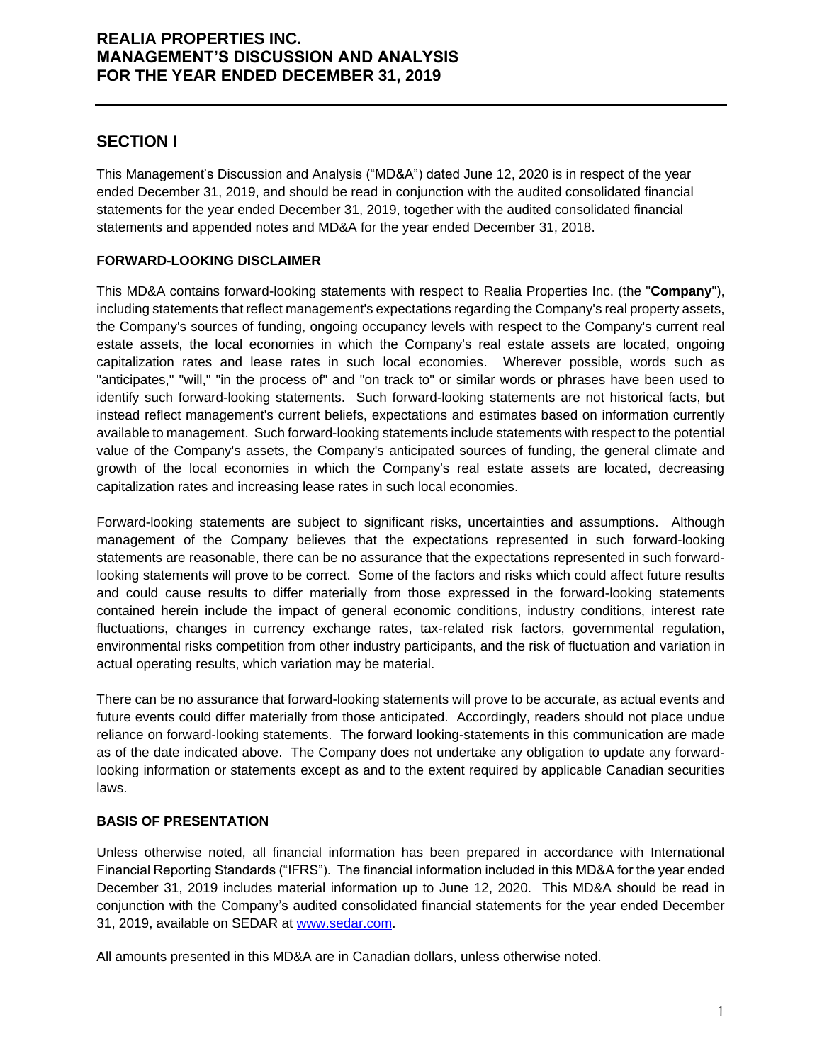## SECTION I

This Management's Discussion and Analysis ("MD&A") dated June 12, 2020 is in respect of the year ended December 31, 2019, and should be read in conjunction with the audited consolidated financial statements for the year ended December 31, 2019, together with the audited consolidated financial statements and appended notes and MD&A for the year ended December 31, 2018.

### FORWARD-LOOKING DISCLAIMER

This MD&A contains forward-looking statements with respect to Realia Properties Inc. (the "**Company**"), including statements that reflect management's expectations regarding the Company's real property assets, the Company's sources of funding, ongoing occupancy levels with respect to the Company's current real estate assets, the local economies in which the Company's real estate assets are located, ongoing capitalization rates and lease rates in such local economies. Wherever possible, words such as "anticipates," "will," "in the process of" and "on track to" or similar words or phrases have been used to identify such forward-looking statements. Such forward-looking statements are not historical facts, but instead reflect management's current beliefs, expectations and estimates based on information currently available to management. Such forward-looking statements include statements with respect to the potential value of the Company's assets, the Company's anticipated sources of funding, the general climate and growth of the local economies in which the Company's real estate assets are located, decreasing capitalization rates and increasing lease rates in such local economies.

Forward-looking statements are subject to significant risks, uncertainties and assumptions. Although management of the Company believes that the expectations represented in such forward-looking statements are reasonable, there can be no assurance that the expectations represented in such forward-looking statements will prove to be correct. Some of the factors and risks which could affect future results and could cause results to differ materially from those expressed in the forward-looking statements contained herein include the impact of general economic conditions, industry conditions, interest rate fluctuations, changes in currency exchange rates, tax-related risk factors, governmental regulation, environmental risks competition from other industry participants, and the risk of fluctuation and variation in actual operating results, which variation may be material.

There can be no assurance that forward-looking statements will prove to be accurate, as actual events and future events could differ materially from those anticipated. Accordingly, readers should not place undue reliance on forward-looking statements. The forward looking-statements in this communication are made as of the date indicated above. The Company does not undertake any obligation to update any forward-looking information or statements except as and to the extent required by applicable Canadian securities laws.

### BASIS OF PRESENTATION

Unless otherwise noted, all financial information has been prepared in accordance with International Financial Reporting Standards ("IFRS"). The financial information included in this MD&A for the year ended December 31, 2019 includes material information up to June 12, 2020. This MD&A should be read in conjunction with the Company's audited consolidated financial statements for the year ended December 31, 2019, available on SEDAR at [www.sedar.com](www.sedar.com).

All amounts presented in this MD&A are in Canadian dollars, unless otherwise noted.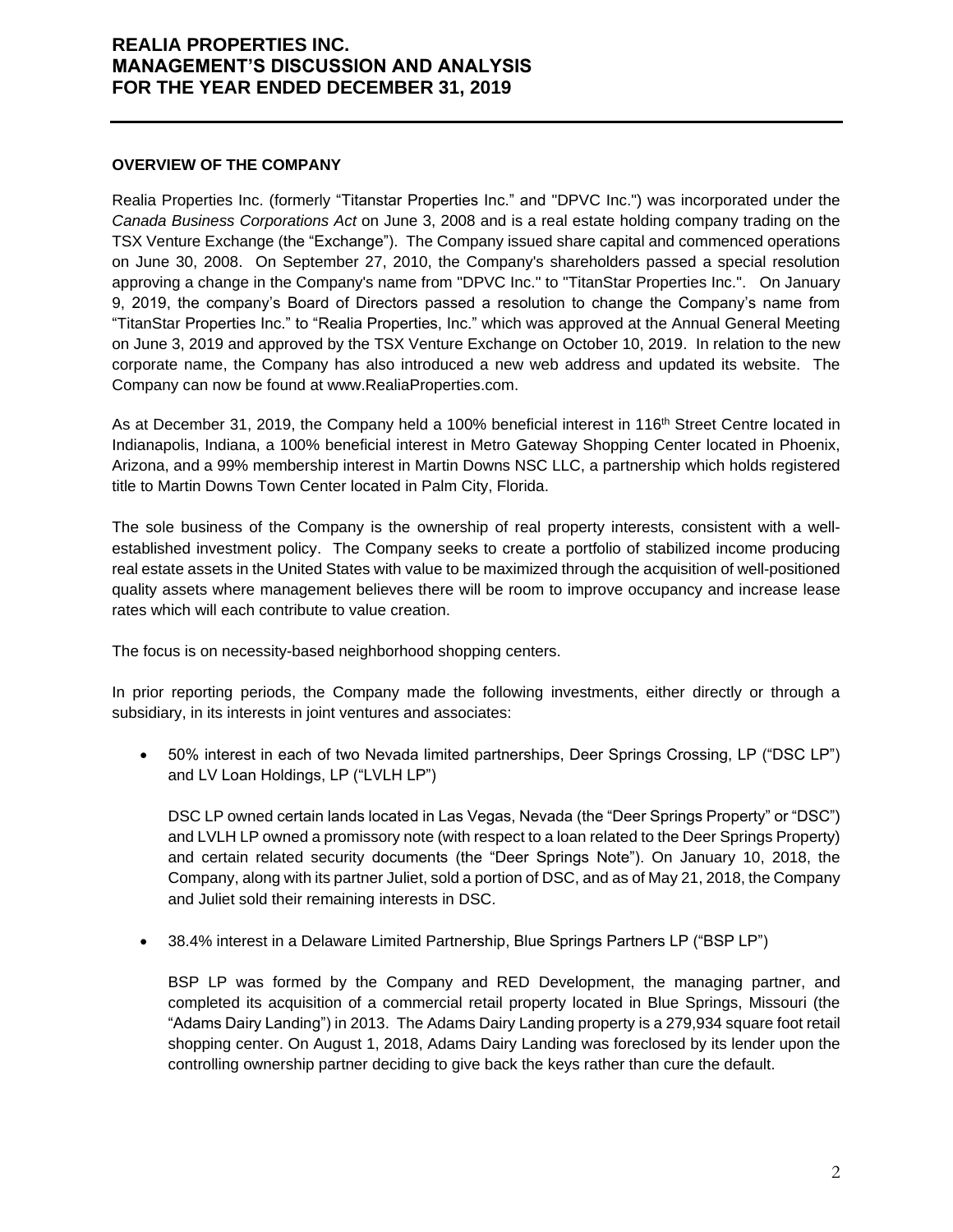## OVERVIEW OF THE COMPANY

Realia Properties Inc. (formerly "Titanstar Properties Inc." and "DPVC Inc.") was incorporated under the *Canada Business Corporations Act* on June 3, 2008 and is a real estate holding company trading on the TSX Venture Exchange (the "Exchange"). The Company issued share capital and commenced operations on June 30, 2008. On September 27, 2010, the Company's shareholders passed a special resolution approving a change in the Company's name from "DPVC Inc." to "TitanStar Properties Inc.". On January 9, 2019, the company's Board of Directors passed a resolution to change the Company's name from "TitanStar Properties Inc." to "Realia Properties, Inc." which was approved at the Annual General Meeting on June 3, 2019 and approved by the TSX Venture Exchange on October 10, 2019. In relation to the new corporate name, the Company has also introduced a new web address and updated its website. The Company can now be found at www.RealiaProperties.com.

As at December 31, 2019, the Company held a 100% beneficial interest in 116th Street Centre located in Indianapolis, Indiana, a 100% beneficial interest in Metro Gateway Shopping Center located in Phoenix, Arizona, and a 99% membership interest in Martin Downs NSC LLC, a partnership which holds registered title to Martin Downs Town Center located in Palm City, Florida.

The sole business of the Company is the ownership of real property interests, consistent with a well-established investment policy. The Company seeks to create a portfolio of stabilized income producing real estate assets in the United States with value to be maximized through the acquisition of well-positioned quality assets where management believes there will be room to improve occupancy and increase lease rates which will each contribute to value creation.

The focus is on necessity-based neighborhood shopping centers.

In prior reporting periods, the Company made the following investments, either directly or through a subsidiary, in its interests in joint ventures and associates:

- 50% interest in each of two Nevada limited partnerships, Deer Springs Crossing, LP ("DSC LP") and LV Loan Holdings, LP ("LVLH LP")

  DSC LP owned certain lands located in Las Vegas, Nevada (the "Deer Springs Property" or "DSC") and LVLH LP owned a promissory note (with respect to a loan related to the Deer Springs Property) and certain related security documents (the "Deer Springs Note"). On January 10, 2018, the Company, along with its partner Juliet, sold a portion of DSC, and as of May 21, 2018, the Company and Juliet sold their remaining interests in DSC.

- 38.4% interest in a Delaware Limited Partnership, Blue Springs Partners LP ("BSP LP")

  BSP LP was formed by the Company and RED Development, the managing partner, and completed its acquisition of a commercial retail property located in Blue Springs, Missouri (the "Adams Dairy Landing") in 2013. The Adams Dairy Landing property is a 279,934 square foot retail shopping center. On August 1, 2018, Adams Dairy Landing was foreclosed by its lender upon the controlling ownership partner deciding to give back the keys rather than cure the default.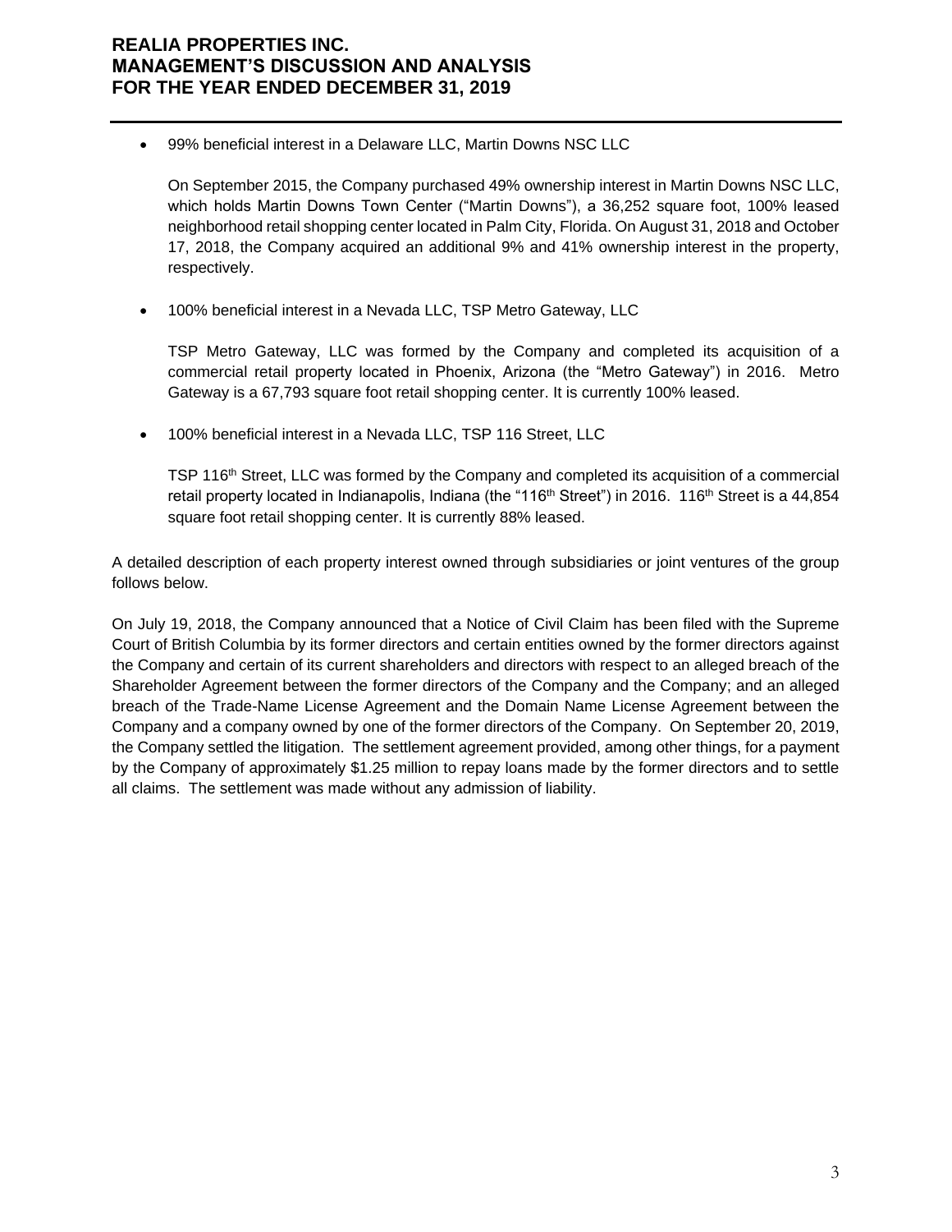- 99% beneficial interest in a Delaware LLC, Martin Downs NSC LLC

  On September 2015, the Company purchased 49% ownership interest in Martin Downs NSC LLC, which holds Martin Downs Town Center ("Martin Downs"), a 36,252 square foot, 100% leased neighborhood retail shopping center located in Palm City, Florida. On August 31, 2018 and October 17, 2018, the Company acquired an additional 9% and 41% ownership interest in the property, respectively.

- 100% beneficial interest in a Nevada LLC, TSP Metro Gateway, LLC

  TSP Metro Gateway, LLC was formed by the Company and completed its acquisition of a commercial retail property located in Phoenix, Arizona (the "Metro Gateway") in 2016. Metro Gateway is a 67,793 square foot retail shopping center. It is currently 100% leased.

- 100% beneficial interest in a Nevada LLC, TSP 116 Street, LLC

  TSP 116th Street, LLC was formed by the Company and completed its acquisition of a commercial retail property located in Indianapolis, Indiana (the "116th Street") in 2016. 116th Street is a 44,854 square foot retail shopping center. It is currently 88% leased.

A detailed description of each property interest owned through subsidiaries or joint ventures of the group follows below.

On July 19, 2018, the Company announced that a Notice of Civil Claim has been filed with the Supreme Court of British Columbia by its former directors and certain entities owned by the former directors against the Company and certain of its current shareholders and directors with respect to an alleged breach of the Shareholder Agreement between the former directors of the Company and the Company; and an alleged breach of the Trade-Name License Agreement and the Domain Name License Agreement between the Company and a company owned by one of the former directors of the Company. On September 20, 2019, the Company settled the litigation. The settlement agreement provided, among other things, for a payment by the Company of approximately $1.25 million to repay loans made by the former directors and to settle all claims. The settlement was made without any admission of liability.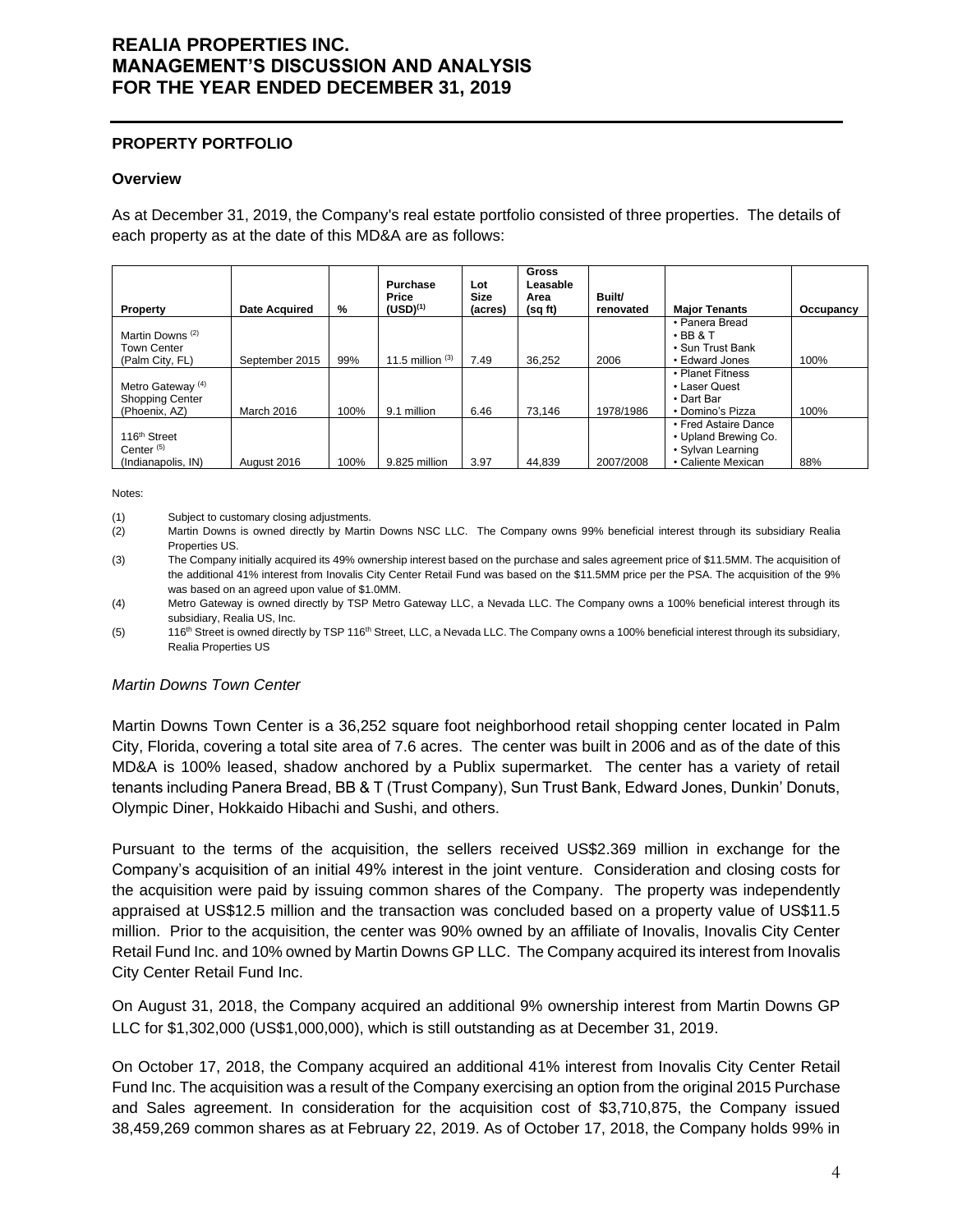## PROPERTY PORTFOLIO

### Overview

As at December 31, 2019, the Company's real estate portfolio consisted of three properties. The details of each property as at the date of this MD&A are as follows:

| Property | Date Acquired | % | Purchase Price (USD)[1] | Lot Size (acres) | Gross Leasable Area (sq ft) | Built/ renovated | Major Tenants | Occupancy |
|---|---|---|---|---|---|---|---|---|
| Martin Downs [2] Town Center (Palm City, FL) | September 2015 | 99% | 11.5 million [3] | 7.49 | 36,252 | 2006 | • Panera Bread • BB & T • Sun Trust Bank • Edward Jones | 100% |
| Metro Gateway [4] Shopping Center (Phoenix, AZ) | March 2016 | 100% | 9.1 million | 6.46 | 73,146 | 1978/1986 | • Planet Fitness • Laser Quest • Dart Bar • Domino's Pizza | 100% |
| 116th Street Center [5] (Indianapolis, IN) | August 2016 | 100% | 9.825 million | 3.97 | 44,839 | 2007/2008 | • Fred Astaire Dance • Upland Brewing Co. • Sylvan Learning • Caliente Mexican | 88% |

Notes:

(1) Subject to customary closing adjustments.

(2) Martin Downs is owned directly by Martin Downs NSC LLC. The Company owns 99% beneficial interest through its subsidiary Realia Properties US.

(3) The Company initially acquired its 49% ownership interest based on the purchase and sales agreement price of $11.5MM. The acquisition of the additional 41% interest from Inovalis City Center Retail Fund was based on the $11.5MM price per the PSA. The acquisition of the 9% was based on an agreed upon value of $1.0MM.

(4) Metro Gateway is owned directly by TSP Metro Gateway LLC, a Nevada LLC. The Company owns a 100% beneficial interest through its subsidiary, Realia US, Inc.

(5) 116th Street is owned directly by TSP 116th Street, LLC, a Nevada LLC. The Company owns a 100% beneficial interest through its subsidiary, Realia Properties US

*Martin Downs Town Center*

Martin Downs Town Center is a 36,252 square foot neighborhood retail shopping center located in Palm City, Florida, covering a total site area of 7.6 acres. The center was built in 2006 and as of the date of this MD&A is 100% leased, shadow anchored by a Publix supermarket. The center has a variety of retail tenants including Panera Bread, BB & T (Trust Company), Sun Trust Bank, Edward Jones, Dunkin' Donuts, Olympic Diner, Hokkaido Hibachi and Sushi, and others.

Pursuant to the terms of the acquisition, the sellers received US$2.369 million in exchange for the Company's acquisition of an initial 49% interest in the joint venture. Consideration and closing costs for the acquisition were paid by issuing common shares of the Company. The property was independently appraised at US$12.5 million and the transaction was concluded based on a property value of US$11.5 million. Prior to the acquisition, the center was 90% owned by an affiliate of Inovalis, Inovalis City Center Retail Fund Inc. and 10% owned by Martin Downs GP LLC. The Company acquired its interest from Inovalis City Center Retail Fund Inc.

On August 31, 2018, the Company acquired an additional 9% ownership interest from Martin Downs GP LLC for $1,302,000 (US$1,000,000), which is still outstanding as at December 31, 2019.

On October 17, 2018, the Company acquired an additional 41% interest from Inovalis City Center Retail Fund Inc. The acquisition was a result of the Company exercising an option from the original 2015 Purchase and Sales agreement. In consideration for the acquisition cost of $3,710,875, the Company issued 38,459,269 common shares as at February 22, 2019. As of October 17, 2018, the Company holds 99% in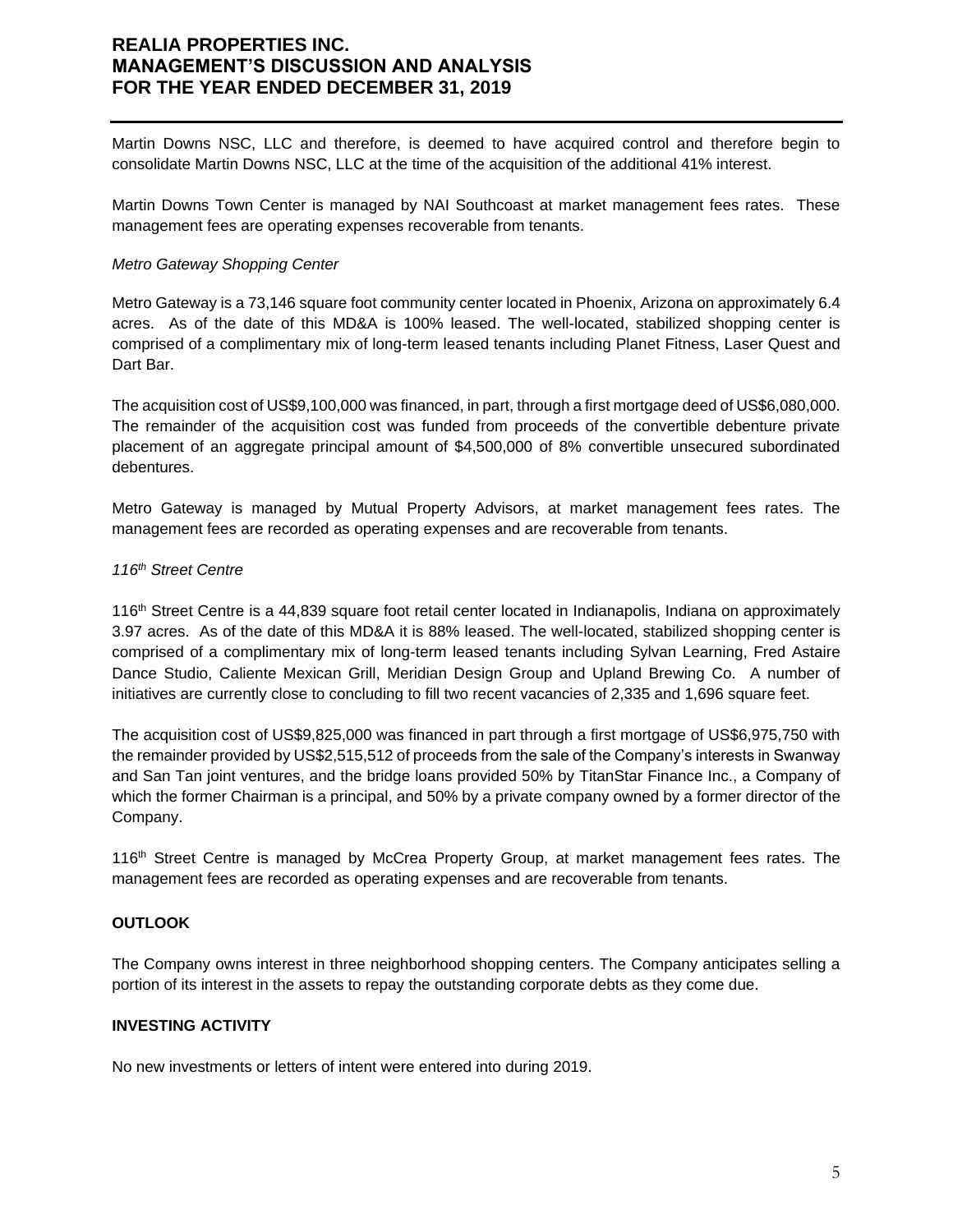Martin Downs NSC, LLC and therefore, is deemed to have acquired control and therefore begin to consolidate Martin Downs NSC, LLC at the time of the acquisition of the additional 41% interest.

Martin Downs Town Center is managed by NAI Southcoast at market management fees rates. These management fees are operating expenses recoverable from tenants.

*Metro Gateway Shopping Center*

Metro Gateway is a 73,146 square foot community center located in Phoenix, Arizona on approximately 6.4 acres. As of the date of this MD&A is 100% leased. The well-located, stabilized shopping center is comprised of a complimentary mix of long-term leased tenants including Planet Fitness, Laser Quest and Dart Bar.

The acquisition cost of US$9,100,000 was financed, in part, through a first mortgage deed of US$6,080,000. The remainder of the acquisition cost was funded from proceeds of the convertible debenture private placement of an aggregate principal amount of $4,500,000 of 8% convertible unsecured subordinated debentures.

Metro Gateway is managed by Mutual Property Advisors, at market management fees rates. The management fees are recorded as operating expenses and are recoverable from tenants.

*116th Street Centre*

116th Street Centre is a 44,839 square foot retail center located in Indianapolis, Indiana on approximately 3.97 acres. As of the date of this MD&A it is 88% leased. The well-located, stabilized shopping center is comprised of a complimentary mix of long-term leased tenants including Sylvan Learning, Fred Astaire Dance Studio, Caliente Mexican Grill, Meridian Design Group and Upland Brewing Co. A number of initiatives are currently close to concluding to fill two recent vacancies of 2,335 and 1,696 square feet.

The acquisition cost of US$9,825,000 was financed in part through a first mortgage of US$6,975,750 with the remainder provided by US$2,515,512 of proceeds from the sale of the Company's interests in Swanway and San Tan joint ventures, and the bridge loans provided 50% by TitanStar Finance Inc., a Company of which the former Chairman is a principal, and 50% by a private company owned by a former director of the Company.

116th Street Centre is managed by McCrea Property Group, at market management fees rates. The management fees are recorded as operating expenses and are recoverable from tenants.

## OUTLOOK

The Company owns interest in three neighborhood shopping centers. The Company anticipates selling a portion of its interest in the assets to repay the outstanding corporate debts as they come due.

## INVESTING ACTIVITY

No new investments or letters of intent were entered into during 2019.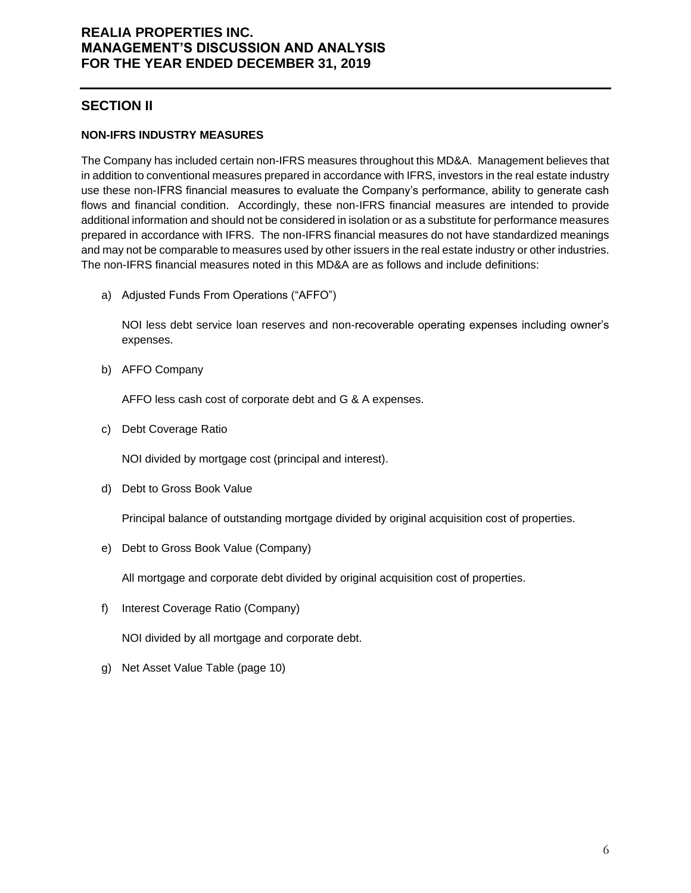## SECTION II

### NON-IFRS INDUSTRY MEASURES

The Company has included certain non-IFRS measures throughout this MD&A. Management believes that in addition to conventional measures prepared in accordance with IFRS, investors in the real estate industry use these non-IFRS financial measures to evaluate the Company's performance, ability to generate cash flows and financial condition. Accordingly, these non-IFRS financial measures are intended to provide additional information and should not be considered in isolation or as a substitute for performance measures prepared in accordance with IFRS. The non-IFRS financial measures do not have standardized meanings and may not be comparable to measures used by other issuers in the real estate industry or other industries. The non-IFRS financial measures noted in this MD&A are as follows and include definitions:

a) Adjusted Funds From Operations ("AFFO")

   NOI less debt service loan reserves and non-recoverable operating expenses including owner's expenses.

b) AFFO Company

   AFFO less cash cost of corporate debt and G & A expenses.

c) Debt Coverage Ratio

   NOI divided by mortgage cost (principal and interest).

d) Debt to Gross Book Value

   Principal balance of outstanding mortgage divided by original acquisition cost of properties.

e) Debt to Gross Book Value (Company)

   All mortgage and corporate debt divided by original acquisition cost of properties.

f) Interest Coverage Ratio (Company)

   NOI divided by all mortgage and corporate debt.

g) Net Asset Value Table (page 10)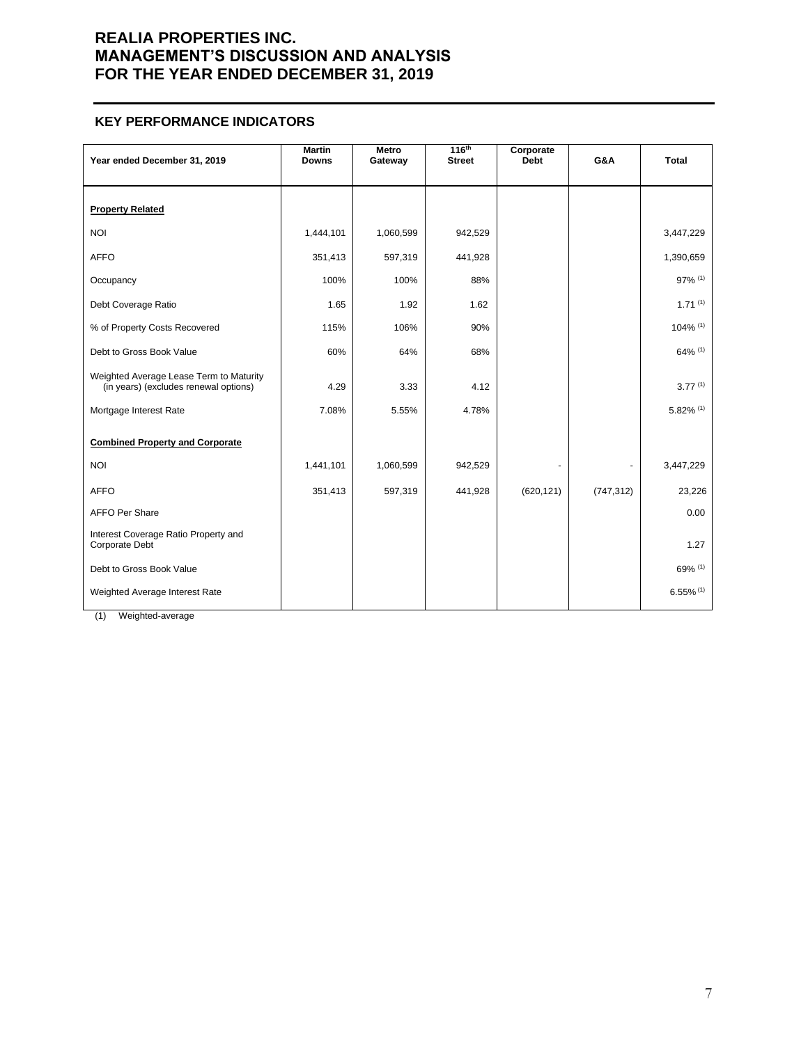# REALIA PROPERTIES INC.
# MANAGEMENT'S DISCUSSION AND ANALYSIS
# FOR THE YEAR ENDED DECEMBER 31, 2019

## KEY PERFORMANCE INDICATORS

| Year ended December 31, 2019 | Martin Downs | Metro Gateway | 116th Street | Corporate Debt | G&A | Total |
|---|---|---|---|---|---|---|
| **Property Related** | | | | | | |
| NOI | 1,444,101 | 1,060,599 | 942,529 | | | 3,447,229 |
| AFFO | 351,413 | 597,319 | 441,928 | | | 1,390,659 |
| Occupancy | 100% | 100% | 88% | | | 97% (1) |
| Debt Coverage Ratio | 1.65 | 1.92 | 1.62 | | | 1.71 (1) |
| % of Property Costs Recovered | 115% | 106% | 90% | | | 104% (1) |
| Debt to Gross Book Value | 60% | 64% | 68% | | | 64% (1) |
| Weighted Average Lease Term to Maturity (in years) (excludes renewal options) | 4.29 | 3.33 | 4.12 | | | 3.77 (1) |
| Mortgage Interest Rate | 7.08% | 5.55% | 4.78% | | | 5.82% (1) |
| **Combined Property and Corporate** | | | | | | |
| NOI | 1,441,101 | 1,060,599 | 942,529 | - | - | 3,447,229 |
| AFFO | 351,413 | 597,319 | 441,928 | (620,121) | (747,312) | 23,226 |
| AFFO Per Share | | | | | | 0.00 |
| Interest Coverage Ratio Property and Corporate Debt | | | | | | 1.27 |
| Debt to Gross Book Value | | | | | | 69% (1) |
| Weighted Average Interest Rate | | | | | | 6.55% (1) |

(1) Weighted-average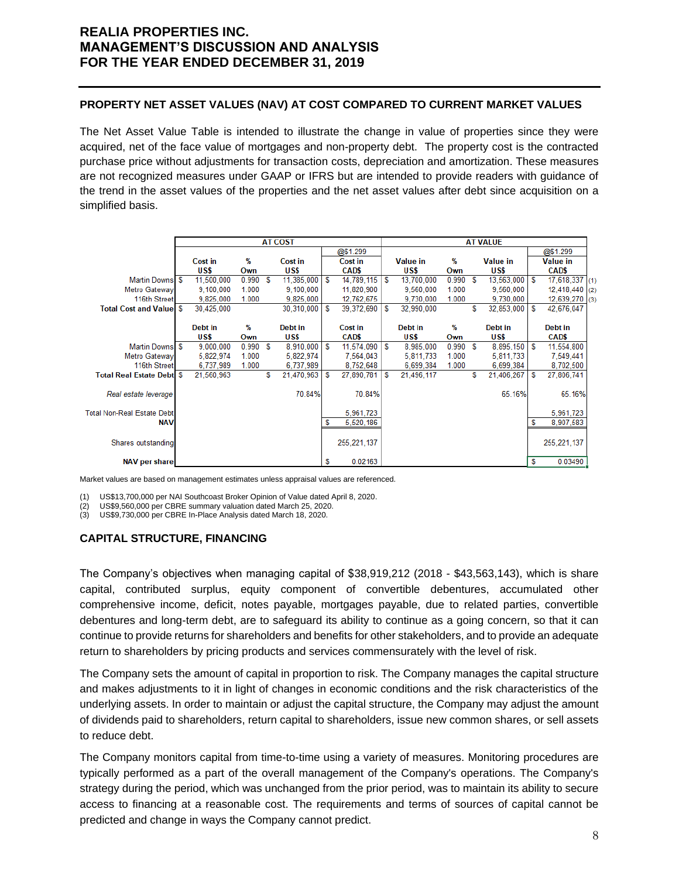# REALIA PROPERTIES INC.
# MANAGEMENT'S DISCUSSION AND ANALYSIS
# FOR THE YEAR ENDED DECEMBER 31, 2019

## PROPERTY NET ASSET VALUES (NAV) AT COST COMPARED TO CURRENT MARKET VALUES

The Net Asset Value Table is intended to illustrate the change in value of properties since they were acquired, net of the face value of mortgages and non-property debt. The property cost is the contracted purchase price without adjustments for transaction costs, depreciation and amortization. These measures are not recognized measures under GAAP or IFRS but are intended to provide readers with guidance of the trend in the asset values of the properties and the net asset values after debt since acquisition on a simplified basis.

| | AT COST | | | | AT VALUE | | | | |
|---|---|---|---|---|---|---|---|---|---|
| | | | | @$1.299 | | | | @$1.299 | |
| | Cost in US$ | % Own | Cost in US$ | Cost in CAD$ | Value in US$ | % Own | Value in US$ | Value in CAD$ | |
| Martin Downs | $ 11,500,000 | 0.990 | $ 11,385,000 | $ 14,789,115 | $ 13,700,000 | 0.990 | $ 13,563,000 | $ 17,618,337 | (1) |
| Metro Gateway | 9,100,000 | 1.000 | 9,100,000 | 11,820,900 | 9,560,000 | 1.000 | 9,560,000 | 12,418,440 | (2) |
| 116th Street | 9,825,000 | 1.000 | 9,825,000 | 12,762,675 | 9,730,000 | 1.000 | 9,730,000 | 12,639,270 | (3) |
| **Total Cost and Value** | $ 30,425,000 | | 30,310,000 | $ 39,372,690 | $ 32,990,000 | | $ 32,853,000 | $ 42,676,047 | |
| | Debt in US$ | % Own | Debt in US$ | Cost in CAD$ | Debt in US$ | % Own | Debt in US$ | Debt in CAD$ | |
| Martin Downs | $ 9,000,000 | 0.990 | $ 8,910,000 | $ 11,574,090 | $ 8,985,000 | 0.990 | $ 8,895,150 | $ 11,554,800 | |
| Metro Gateway | 5,822,974 | 1.000 | 5,822,974 | 7,564,043 | 5,811,733 | 1.000 | 5,811,733 | 7,549,441 | |
| 116th Street | 6,737,989 | 1.000 | 6,737,989 | 8,752,648 | 6,699,384 | 1.000 | 6,699,384 | 8,702,500 | |
| **Total Real Estate Debt** | $ 21,560,963 | | $ 21,470,963 | $ 27,890,781 | $ 21,496,117 | | $ 21,406,267 | $ 27,806,741 | |
| *Real estate leverage* | | | 70.84% | 70.84% | | | 65.16% | 65.16% | |
| Total Non-Real Estate Debt | | | | 5,961,723 | | | | 5,961,723 | |
| **NAV** | | | | $ 5,520,186 | | | | $ 8,907,583 | |
| Shares outstanding | | | | 255,221,137 | | | | 255,221,137 | |
| **NAV per share** | | | | $ 0.02163 | | | | $ 0.03490 | |

Market values are based on management estimates unless appraisal values are referenced.

(1) US$13,700,000 per NAI Southcoast Broker Opinion of Value dated April 8, 2020.
(2) US$9,560,000 per CBRE summary valuation dated March 25, 2020.
(3) US$9,730,000 per CBRE In-Place Analysis dated March 18, 2020.

## CAPITAL STRUCTURE, FINANCING

The Company's objectives when managing capital of $38,919,212 (2018 - $43,563,143), which is share capital, contributed surplus, equity component of convertible debentures, accumulated other comprehensive income, deficit, notes payable, mortgages payable, due to related parties, convertible debentures and long-term debt, are to safeguard its ability to continue as a going concern, so that it can continue to provide returns for shareholders and benefits for other stakeholders, and to provide an adequate return to shareholders by pricing products and services commensurately with the level of risk.

The Company sets the amount of capital in proportion to risk. The Company manages the capital structure and makes adjustments to it in light of changes in economic conditions and the risk characteristics of the underlying assets. In order to maintain or adjust the capital structure, the Company may adjust the amount of dividends paid to shareholders, return capital to shareholders, issue new common shares, or sell assets to reduce debt.

The Company monitors capital from time-to-time using a variety of measures. Monitoring procedures are typically performed as a part of the overall management of the Company's operations. The Company's strategy during the period, which was unchanged from the prior period, was to maintain its ability to secure access to financing at a reasonable cost. The requirements and terms of sources of capital cannot be predicted and change in ways the Company cannot predict.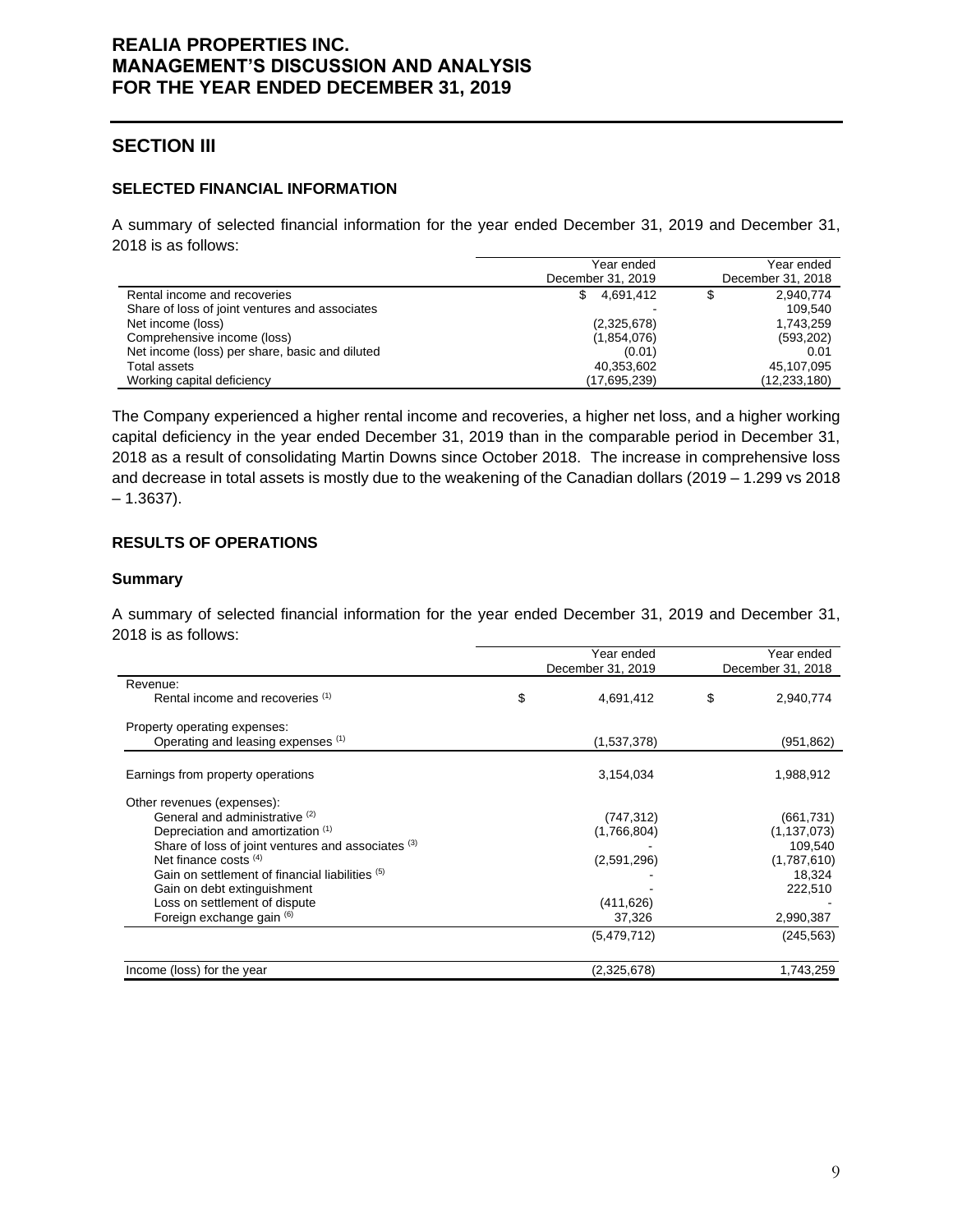## SECTION III

### SELECTED FINANCIAL INFORMATION

A summary of selected financial information for the year ended December 31, 2019 and December 31, 2018 is as follows:

| | Year ended December 31, 2019 | Year ended December 31, 2018 |
|---|---|---|
| Rental income and recoveries | $ 4,691,412 | $ 2,940,774 |
| Share of loss of joint ventures and associates | - | 109,540 |
| Net income (loss) | (2,325,678) | 1,743,259 |
| Comprehensive income (loss) | (1,854,076) | (593,202) |
| Net income (loss) per share, basic and diluted | (0.01) | 0.01 |
| Total assets | 40,353,602 | 45,107,095 |
| Working capital deficiency | (17,695,239) | (12,233,180) |

The Company experienced a higher rental income and recoveries, a higher net loss, and a higher working capital deficiency in the year ended December 31, 2019 than in the comparable period in December 31, 2018 as a result of consolidating Martin Downs since October 2018. The increase in comprehensive loss and decrease in total assets is mostly due to the weakening of the Canadian dollars (2019 – 1.299 vs 2018 – 1.3637).

### RESULTS OF OPERATIONS

#### Summary

A summary of selected financial information for the year ended December 31, 2019 and December 31, 2018 is as follows:

| | Year ended December 31, 2019 | Year ended December 31, 2018 |
|---|---|---|
| Revenue: | | |
| Rental income and recoveries (1) | $ 4,691,412 | $ 2,940,774 |
| Property operating expenses: | | |
| Operating and leasing expenses (1) | (1,537,378) | (951,862) |
| Earnings from property operations | 3,154,034 | 1,988,912 |
| Other revenues (expenses): | | |
| General and administrative (2) | (747,312) | (661,731) |
| Depreciation and amortization (1) | (1,766,804) | (1,137,073) |
| Share of loss of joint ventures and associates (3) | - | 109,540 |
| Net finance costs (4) | (2,591,296) | (1,787,610) |
| Gain on settlement of financial liabilities (5) | - | 18,324 |
| Gain on debt extinguishment | - | 222,510 |
| Loss on settlement of dispute | (411,626) | - |
| Foreign exchange gain (6) | 37,326 | 2,990,387 |
| | (5,479,712) | (245,563) |
| Income (loss) for the year | (2,325,678) | 1,743,259 |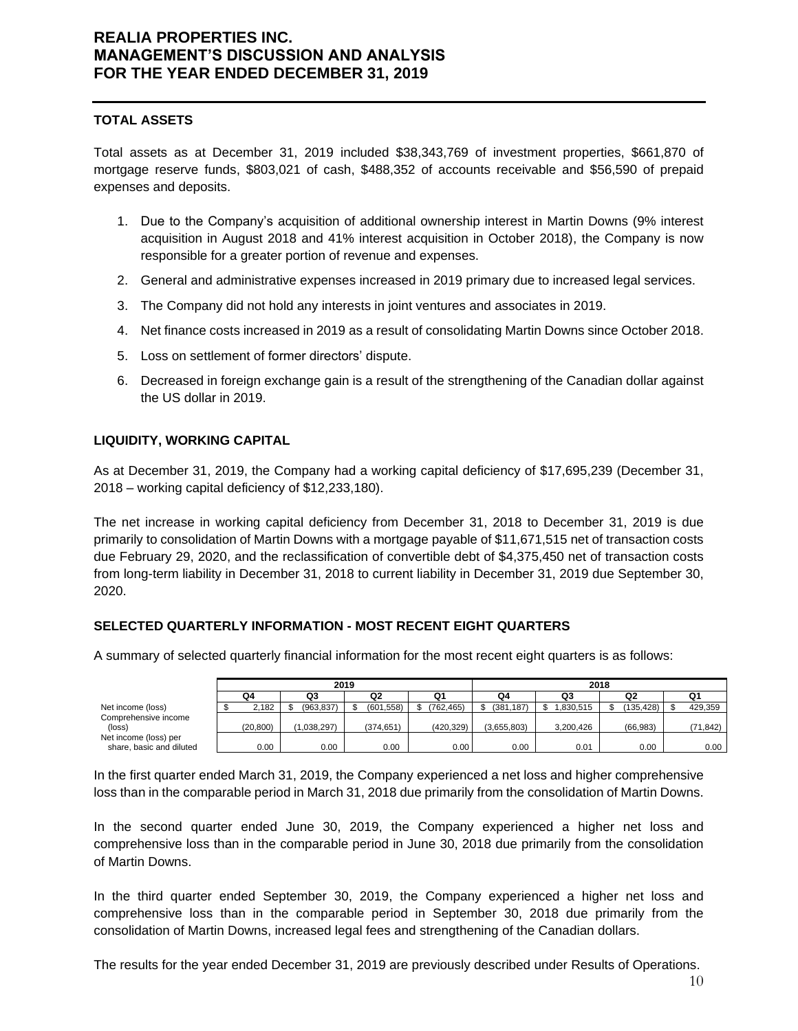### TOTAL ASSETS

Total assets as at December 31, 2019 included $38,343,769 of investment properties, $661,870 of mortgage reserve funds, $803,021 of cash, $488,352 of accounts receivable and $56,590 of prepaid expenses and deposits.

1. Due to the Company's acquisition of additional ownership interest in Martin Downs (9% interest acquisition in August 2018 and 41% interest acquisition in October 2018), the Company is now responsible for a greater portion of revenue and expenses.
2. General and administrative expenses increased in 2019 primary due to increased legal services.
3. The Company did not hold any interests in joint ventures and associates in 2019.
4. Net finance costs increased in 2019 as a result of consolidating Martin Downs since October 2018.
5. Loss on settlement of former directors' dispute.
6. Decreased in foreign exchange gain is a result of the strengthening of the Canadian dollar against the US dollar in 2019.

### LIQUIDITY, WORKING CAPITAL

As at December 31, 2019, the Company had a working capital deficiency of $17,695,239 (December 31, 2018 – working capital deficiency of $12,233,180).

The net increase in working capital deficiency from December 31, 2018 to December 31, 2019 is due primarily to consolidation of Martin Downs with a mortgage payable of $11,671,515 net of transaction costs due February 29, 2020, and the reclassification of convertible debt of $4,375,450 net of transaction costs from long-term liability in December 31, 2018 to current liability in December 31, 2019 due September 30, 2020.

### SELECTED QUARTERLY INFORMATION - MOST RECENT EIGHT QUARTERS

A summary of selected quarterly financial information for the most recent eight quarters is as follows:

| | 2019 | | | | 2018 | | | |
|---|---|---|---|---|---|---|---|---|
| | Q4 | Q3 | Q2 | Q1 | Q4 | Q3 | Q2 | Q1 |
| Net income (loss) | $ 2,182 | $ (963,837) | $ (601,558) | $ (762,465) | $ (381,187) | $ 1,830,515 | $ (135,428) | $ 429,359 |
| Comprehensive income (loss) | (20,800) | (1,038,297) | (374,651) | (420,329) | (3,655,803) | 3,200,426 | (66,983) | (71,842) |
| Net income (loss) per share, basic and diluted | 0.00 | 0.00 | 0.00 | 0.00 | 0.00 | 0.01 | 0.00 | 0.00 |

In the first quarter ended March 31, 2019, the Company experienced a net loss and higher comprehensive loss than in the comparable period in March 31, 2018 due primarily from the consolidation of Martin Downs.

In the second quarter ended June 30, 2019, the Company experienced a higher net loss and comprehensive loss than in the comparable period in June 30, 2018 due primarily from the consolidation of Martin Downs.

In the third quarter ended September 30, 2019, the Company experienced a higher net loss and comprehensive loss than in the comparable period in September 30, 2018 due primarily from the consolidation of Martin Downs, increased legal fees and strengthening of the Canadian dollars.

The results for the year ended December 31, 2019 are previously described under Results of Operations.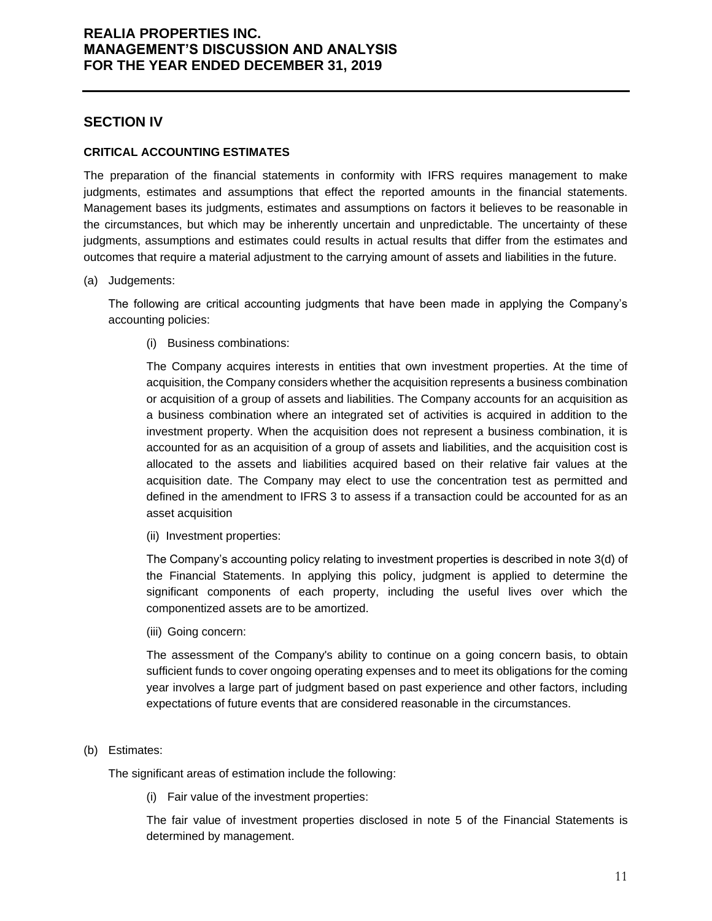## SECTION IV

### CRITICAL ACCOUNTING ESTIMATES

The preparation of the financial statements in conformity with IFRS requires management to make judgments, estimates and assumptions that effect the reported amounts in the financial statements. Management bases its judgments, estimates and assumptions on factors it believes to be reasonable in the circumstances, but which may be inherently uncertain and unpredictable. The uncertainty of these judgments, assumptions and estimates could results in actual results that differ from the estimates and outcomes that require a material adjustment to the carrying amount of assets and liabilities in the future.

(a) Judgements:

The following are critical accounting judgments that have been made in applying the Company's accounting policies:

(i) Business combinations:

The Company acquires interests in entities that own investment properties. At the time of acquisition, the Company considers whether the acquisition represents a business combination or acquisition of a group of assets and liabilities. The Company accounts for an acquisition as a business combination where an integrated set of activities is acquired in addition to the investment property. When the acquisition does not represent a business combination, it is accounted for as an acquisition of a group of assets and liabilities, and the acquisition cost is allocated to the assets and liabilities acquired based on their relative fair values at the acquisition date. The Company may elect to use the concentration test as permitted and defined in the amendment to IFRS 3 to assess if a transaction could be accounted for as an asset acquisition

(ii) Investment properties:

The Company's accounting policy relating to investment properties is described in note 3(d) of the Financial Statements. In applying this policy, judgment is applied to determine the significant components of each property, including the useful lives over which the componentized assets are to be amortized.

(iii) Going concern:

The assessment of the Company's ability to continue on a going concern basis, to obtain sufficient funds to cover ongoing operating expenses and to meet its obligations for the coming year involves a large part of judgment based on past experience and other factors, including expectations of future events that are considered reasonable in the circumstances.

(b) Estimates:

The significant areas of estimation include the following:

(i) Fair value of the investment properties:

The fair value of investment properties disclosed in note 5 of the Financial Statements is determined by management.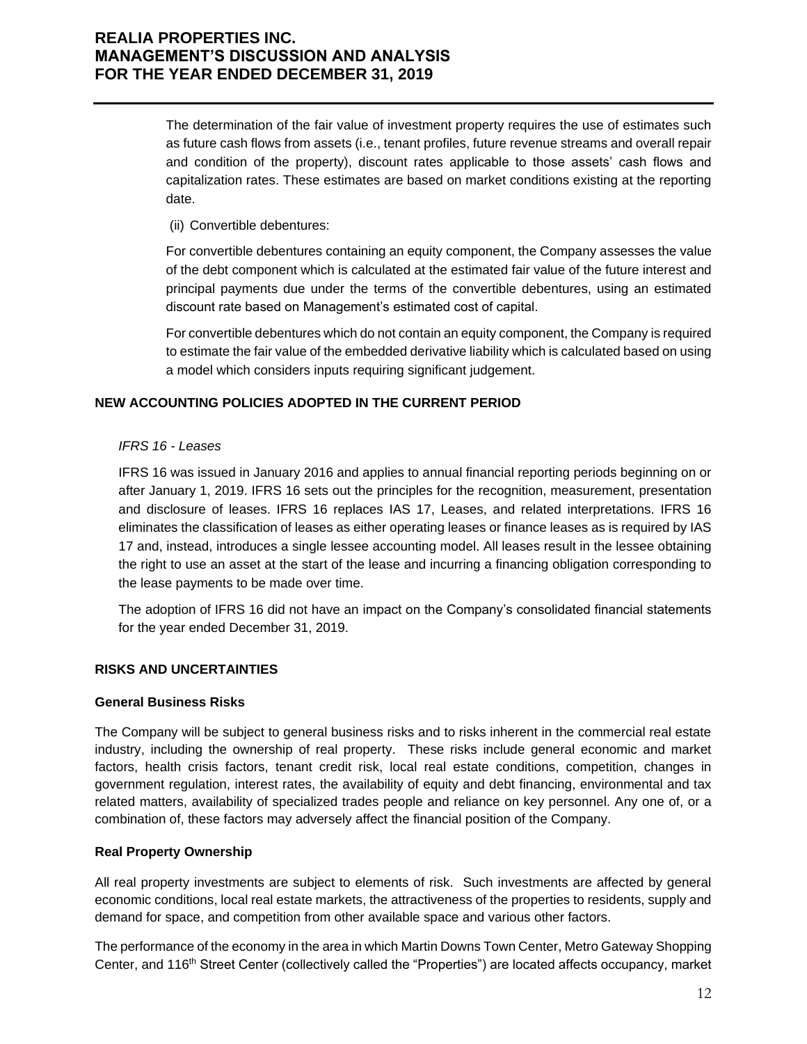The determination of the fair value of investment property requires the use of estimates such as future cash flows from assets (i.e., tenant profiles, future revenue streams and overall repair and condition of the property), discount rates applicable to those assets' cash flows and capitalization rates. These estimates are based on market conditions existing at the reporting date.

(ii) Convertible debentures:

For convertible debentures containing an equity component, the Company assesses the value of the debt component which is calculated at the estimated fair value of the future interest and principal payments due under the terms of the convertible debentures, using an estimated discount rate based on Management's estimated cost of capital.

For convertible debentures which do not contain an equity component, the Company is required to estimate the fair value of the embedded derivative liability which is calculated based on using a model which considers inputs requiring significant judgement.

## NEW ACCOUNTING POLICIES ADOPTED IN THE CURRENT PERIOD

*IFRS 16 - Leases*

IFRS 16 was issued in January 2016 and applies to annual financial reporting periods beginning on or after January 1, 2019. IFRS 16 sets out the principles for the recognition, measurement, presentation and disclosure of leases. IFRS 16 replaces IAS 17, Leases, and related interpretations. IFRS 16 eliminates the classification of leases as either operating leases or finance leases as is required by IAS 17 and, instead, introduces a single lessee accounting model. All leases result in the lessee obtaining the right to use an asset at the start of the lease and incurring a financing obligation corresponding to the lease payments to be made over time.

The adoption of IFRS 16 did not have an impact on the Company's consolidated financial statements for the year ended December 31, 2019.

## RISKS AND UNCERTAINTIES

### General Business Risks

The Company will be subject to general business risks and to risks inherent in the commercial real estate industry, including the ownership of real property. These risks include general economic and market factors, health crisis factors, tenant credit risk, local real estate conditions, competition, changes in government regulation, interest rates, the availability of equity and debt financing, environmental and tax related matters, availability of specialized trades people and reliance on key personnel. Any one of, or a combination of, these factors may adversely affect the financial position of the Company.

### Real Property Ownership

All real property investments are subject to elements of risk. Such investments are affected by general economic conditions, local real estate markets, the attractiveness of the properties to residents, supply and demand for space, and competition from other available space and various other factors.

The performance of the economy in the area in which Martin Downs Town Center, Metro Gateway Shopping Center, and 116th Street Center (collectively called the "Properties") are located affects occupancy, market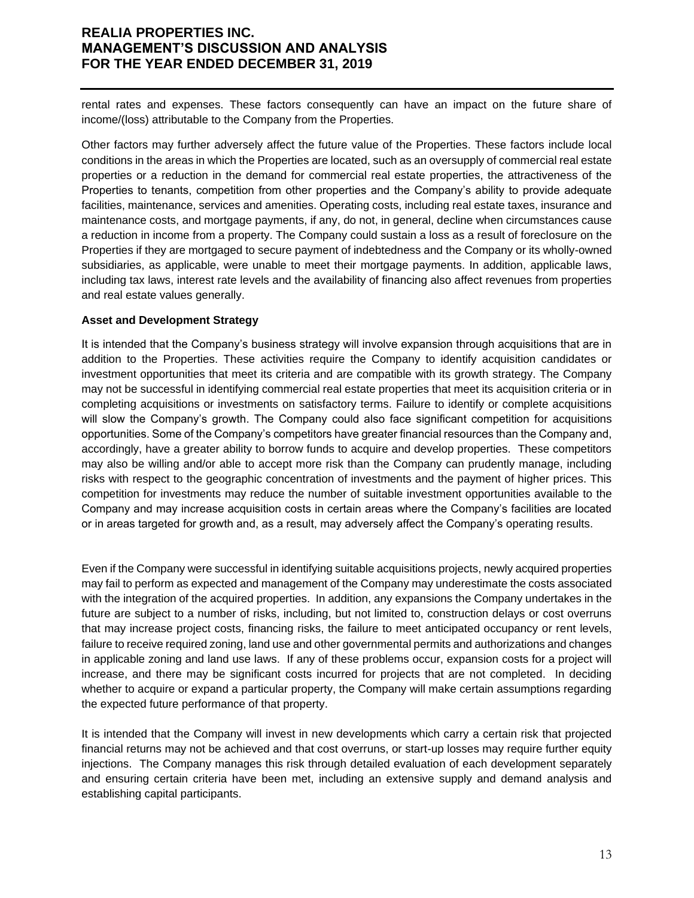rental rates and expenses. These factors consequently can have an impact on the future share of income/(loss) attributable to the Company from the Properties.

Other factors may further adversely affect the future value of the Properties. These factors include local conditions in the areas in which the Properties are located, such as an oversupply of commercial real estate properties or a reduction in the demand for commercial real estate properties, the attractiveness of the Properties to tenants, competition from other properties and the Company's ability to provide adequate facilities, maintenance, services and amenities. Operating costs, including real estate taxes, insurance and maintenance costs, and mortgage payments, if any, do not, in general, decline when circumstances cause a reduction in income from a property. The Company could sustain a loss as a result of foreclosure on the Properties if they are mortgaged to secure payment of indebtedness and the Company or its wholly-owned subsidiaries, as applicable, were unable to meet their mortgage payments. In addition, applicable laws, including tax laws, interest rate levels and the availability of financing also affect revenues from properties and real estate values generally.

**Asset and Development Strategy**

It is intended that the Company's business strategy will involve expansion through acquisitions that are in addition to the Properties. These activities require the Company to identify acquisition candidates or investment opportunities that meet its criteria and are compatible with its growth strategy. The Company may not be successful in identifying commercial real estate properties that meet its acquisition criteria or in completing acquisitions or investments on satisfactory terms. Failure to identify or complete acquisitions will slow the Company's growth. The Company could also face significant competition for acquisitions opportunities. Some of the Company's competitors have greater financial resources than the Company and, accordingly, have a greater ability to borrow funds to acquire and develop properties. These competitors may also be willing and/or able to accept more risk than the Company can prudently manage, including risks with respect to the geographic concentration of investments and the payment of higher prices. This competition for investments may reduce the number of suitable investment opportunities available to the Company and may increase acquisition costs in certain areas where the Company's facilities are located or in areas targeted for growth and, as a result, may adversely affect the Company's operating results.

Even if the Company were successful in identifying suitable acquisitions projects, newly acquired properties may fail to perform as expected and management of the Company may underestimate the costs associated with the integration of the acquired properties. In addition, any expansions the Company undertakes in the future are subject to a number of risks, including, but not limited to, construction delays or cost overruns that may increase project costs, financing risks, the failure to meet anticipated occupancy or rent levels, failure to receive required zoning, land use and other governmental permits and authorizations and changes in applicable zoning and land use laws. If any of these problems occur, expansion costs for a project will increase, and there may be significant costs incurred for projects that are not completed. In deciding whether to acquire or expand a particular property, the Company will make certain assumptions regarding the expected future performance of that property.

It is intended that the Company will invest in new developments which carry a certain risk that projected financial returns may not be achieved and that cost overruns, or start-up losses may require further equity injections. The Company manages this risk through detailed evaluation of each development separately and ensuring certain criteria have been met, including an extensive supply and demand analysis and establishing capital participants.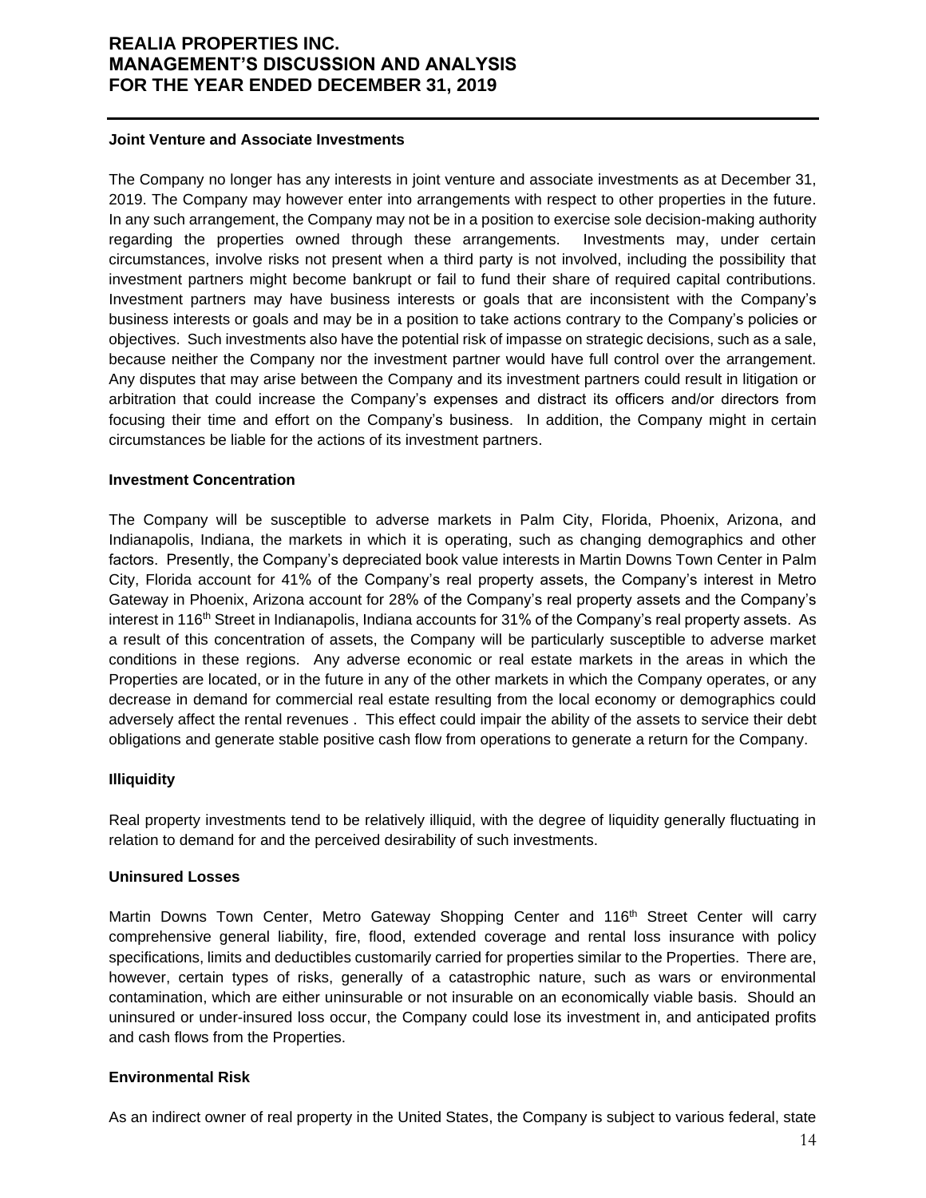### Joint Venture and Associate Investments

The Company no longer has any interests in joint venture and associate investments as at December 31, 2019. The Company may however enter into arrangements with respect to other properties in the future. In any such arrangement, the Company may not be in a position to exercise sole decision-making authority regarding the properties owned through these arrangements. Investments may, under certain circumstances, involve risks not present when a third party is not involved, including the possibility that investment partners might become bankrupt or fail to fund their share of required capital contributions. Investment partners may have business interests or goals that are inconsistent with the Company's business interests or goals and may be in a position to take actions contrary to the Company's policies or objectives. Such investments also have the potential risk of impasse on strategic decisions, such as a sale, because neither the Company nor the investment partner would have full control over the arrangement. Any disputes that may arise between the Company and its investment partners could result in litigation or arbitration that could increase the Company's expenses and distract its officers and/or directors from focusing their time and effort on the Company's business. In addition, the Company might in certain circumstances be liable for the actions of its investment partners.

### Investment Concentration

The Company will be susceptible to adverse markets in Palm City, Florida, Phoenix, Arizona, and Indianapolis, Indiana, the markets in which it is operating, such as changing demographics and other factors. Presently, the Company's depreciated book value interests in Martin Downs Town Center in Palm City, Florida account for 41% of the Company's real property assets, the Company's interest in Metro Gateway in Phoenix, Arizona account for 28% of the Company's real property assets and the Company's interest in 116th Street in Indianapolis, Indiana accounts for 31% of the Company's real property assets. As a result of this concentration of assets, the Company will be particularly susceptible to adverse market conditions in these regions. Any adverse economic or real estate markets in the areas in which the Properties are located, or in the future in any of the other markets in which the Company operates, or any decrease in demand for commercial real estate resulting from the local economy or demographics could adversely affect the rental revenues . This effect could impair the ability of the assets to service their debt obligations and generate stable positive cash flow from operations to generate a return for the Company.

### Illiquidity

Real property investments tend to be relatively illiquid, with the degree of liquidity generally fluctuating in relation to demand for and the perceived desirability of such investments.

### Uninsured Losses

Martin Downs Town Center, Metro Gateway Shopping Center and 116th Street Center will carry comprehensive general liability, fire, flood, extended coverage and rental loss insurance with policy specifications, limits and deductibles customarily carried for properties similar to the Properties. There are, however, certain types of risks, generally of a catastrophic nature, such as wars or environmental contamination, which are either uninsurable or not insurable on an economically viable basis. Should an uninsured or under-insured loss occur, the Company could lose its investment in, and anticipated profits and cash flows from the Properties.

### Environmental Risk

As an indirect owner of real property in the United States, the Company is subject to various federal, state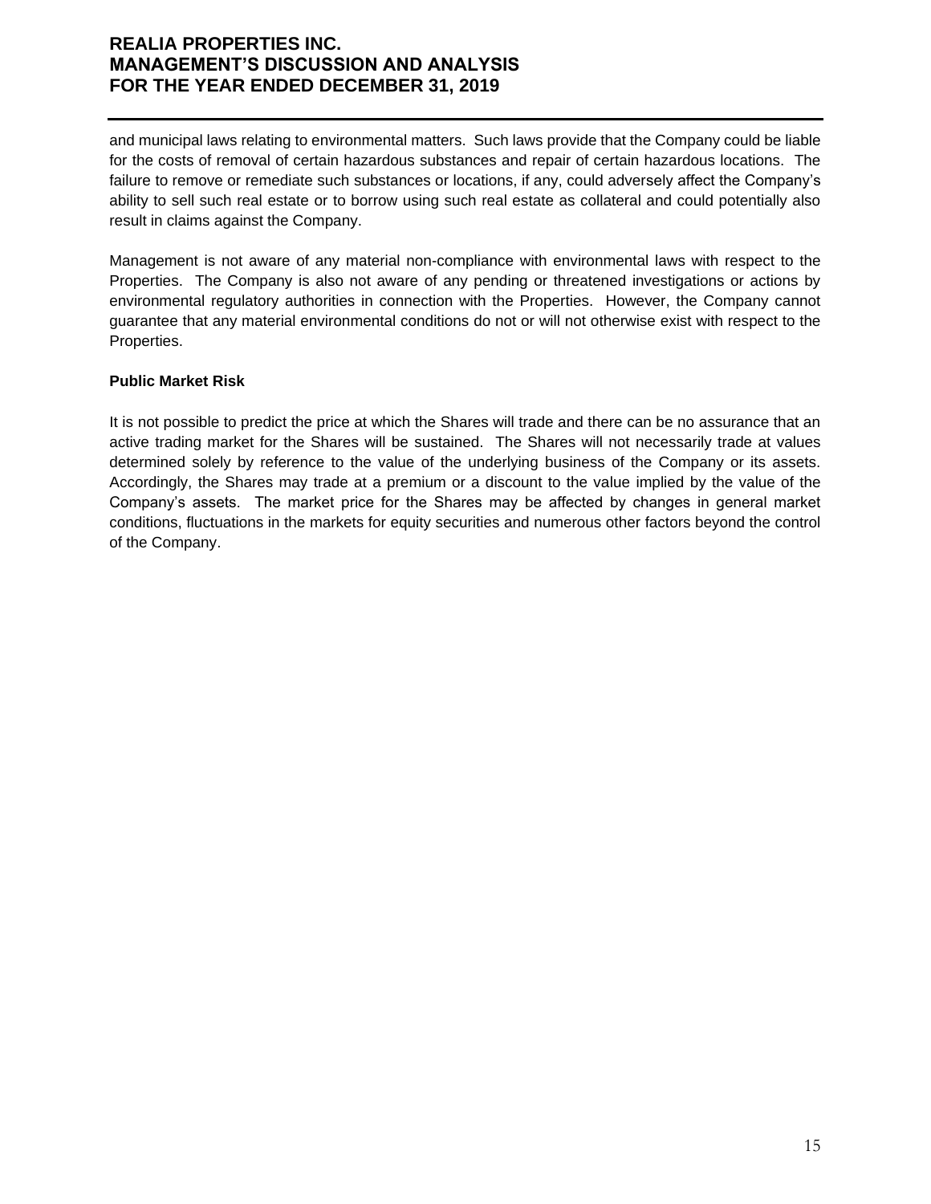and municipal laws relating to environmental matters. Such laws provide that the Company could be liable for the costs of removal of certain hazardous substances and repair of certain hazardous locations. The failure to remove or remediate such substances or locations, if any, could adversely affect the Company's ability to sell such real estate or to borrow using such real estate as collateral and could potentially also result in claims against the Company.

Management is not aware of any material non-compliance with environmental laws with respect to the Properties. The Company is also not aware of any pending or threatened investigations or actions by environmental regulatory authorities in connection with the Properties. However, the Company cannot guarantee that any material environmental conditions do not or will not otherwise exist with respect to the Properties.

**Public Market Risk**

It is not possible to predict the price at which the Shares will trade and there can be no assurance that an active trading market for the Shares will be sustained. The Shares will not necessarily trade at values determined solely by reference to the value of the underlying business of the Company or its assets. Accordingly, the Shares may trade at a premium or a discount to the value implied by the value of the Company's assets. The market price for the Shares may be affected by changes in general market conditions, fluctuations in the markets for equity securities and numerous other factors beyond the control of the Company.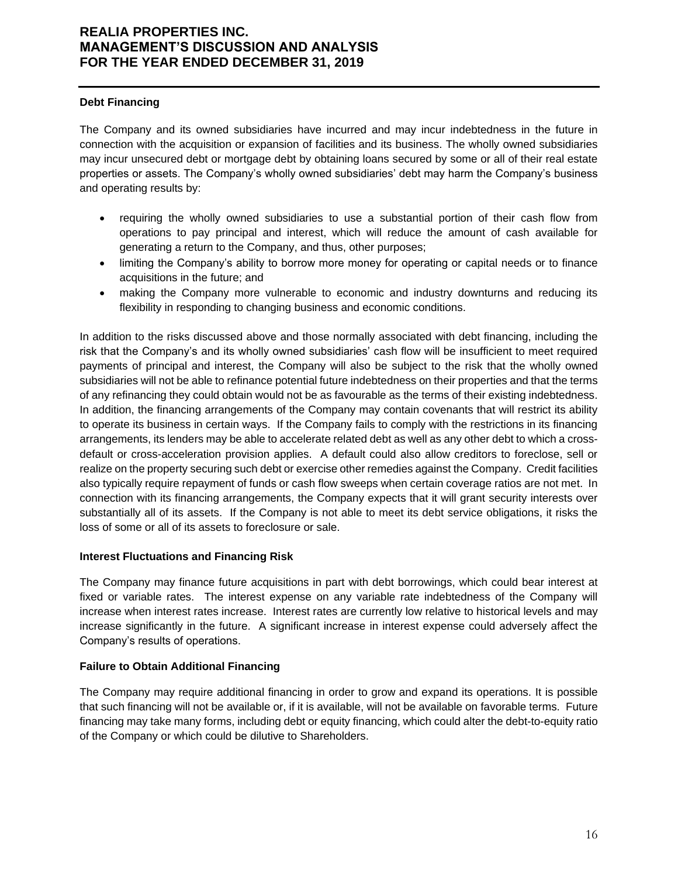**Debt Financing**

The Company and its owned subsidiaries have incurred and may incur indebtedness in the future in connection with the acquisition or expansion of facilities and its business. The wholly owned subsidiaries may incur unsecured debt or mortgage debt by obtaining loans secured by some or all of their real estate properties or assets. The Company's wholly owned subsidiaries' debt may harm the Company's business and operating results by:

- requiring the wholly owned subsidiaries to use a substantial portion of their cash flow from operations to pay principal and interest, which will reduce the amount of cash available for generating a return to the Company, and thus, other purposes;
- limiting the Company's ability to borrow more money for operating or capital needs or to finance acquisitions in the future; and
- making the Company more vulnerable to economic and industry downturns and reducing its flexibility in responding to changing business and economic conditions.

In addition to the risks discussed above and those normally associated with debt financing, including the risk that the Company's and its wholly owned subsidiaries' cash flow will be insufficient to meet required payments of principal and interest, the Company will also be subject to the risk that the wholly owned subsidiaries will not be able to refinance potential future indebtedness on their properties and that the terms of any refinancing they could obtain would not be as favourable as the terms of their existing indebtedness. In addition, the financing arrangements of the Company may contain covenants that will restrict its ability to operate its business in certain ways. If the Company fails to comply with the restrictions in its financing arrangements, its lenders may be able to accelerate related debt as well as any other debt to which a cross-default or cross-acceleration provision applies. A default could also allow creditors to foreclose, sell or realize on the property securing such debt or exercise other remedies against the Company. Credit facilities also typically require repayment of funds or cash flow sweeps when certain coverage ratios are not met. In connection with its financing arrangements, the Company expects that it will grant security interests over substantially all of its assets. If the Company is not able to meet its debt service obligations, it risks the loss of some or all of its assets to foreclosure or sale.

**Interest Fluctuations and Financing Risk**

The Company may finance future acquisitions in part with debt borrowings, which could bear interest at fixed or variable rates. The interest expense on any variable rate indebtedness of the Company will increase when interest rates increase. Interest rates are currently low relative to historical levels and may increase significantly in the future. A significant increase in interest expense could adversely affect the Company's results of operations.

**Failure to Obtain Additional Financing**

The Company may require additional financing in order to grow and expand its operations. It is possible that such financing will not be available or, if it is available, will not be available on favorable terms. Future financing may take many forms, including debt or equity financing, which could alter the debt-to-equity ratio of the Company or which could be dilutive to Shareholders.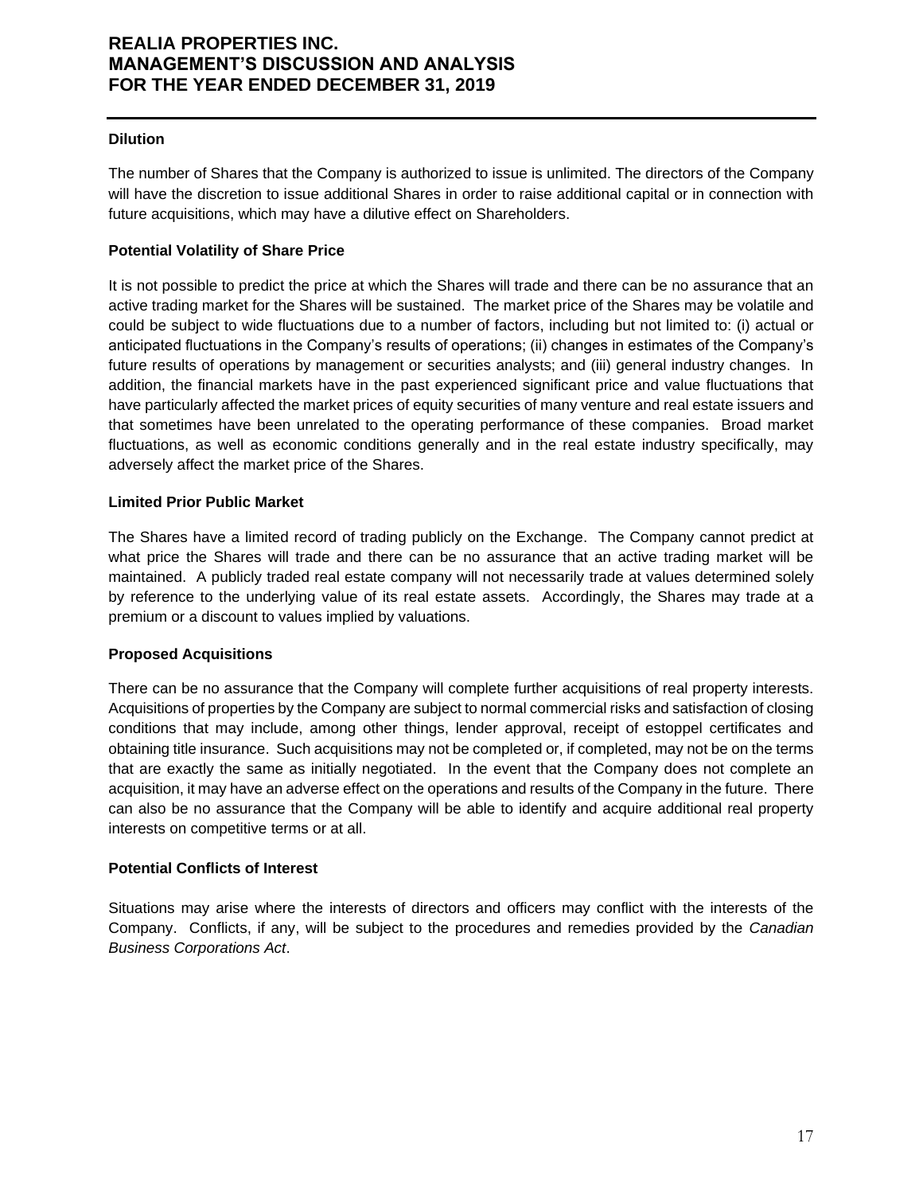### Dilution

The number of Shares that the Company is authorized to issue is unlimited. The directors of the Company will have the discretion to issue additional Shares in order to raise additional capital or in connection with future acquisitions, which may have a dilutive effect on Shareholders.

### Potential Volatility of Share Price

It is not possible to predict the price at which the Shares will trade and there can be no assurance that an active trading market for the Shares will be sustained. The market price of the Shares may be volatile and could be subject to wide fluctuations due to a number of factors, including but not limited to: (i) actual or anticipated fluctuations in the Company's results of operations; (ii) changes in estimates of the Company's future results of operations by management or securities analysts; and (iii) general industry changes. In addition, the financial markets have in the past experienced significant price and value fluctuations that have particularly affected the market prices of equity securities of many venture and real estate issuers and that sometimes have been unrelated to the operating performance of these companies. Broad market fluctuations, as well as economic conditions generally and in the real estate industry specifically, may adversely affect the market price of the Shares.

### Limited Prior Public Market

The Shares have a limited record of trading publicly on the Exchange. The Company cannot predict at what price the Shares will trade and there can be no assurance that an active trading market will be maintained. A publicly traded real estate company will not necessarily trade at values determined solely by reference to the underlying value of its real estate assets. Accordingly, the Shares may trade at a premium or a discount to values implied by valuations.

### Proposed Acquisitions

There can be no assurance that the Company will complete further acquisitions of real property interests. Acquisitions of properties by the Company are subject to normal commercial risks and satisfaction of closing conditions that may include, among other things, lender approval, receipt of estoppel certificates and obtaining title insurance. Such acquisitions may not be completed or, if completed, may not be on the terms that are exactly the same as initially negotiated. In the event that the Company does not complete an acquisition, it may have an adverse effect on the operations and results of the Company in the future. There can also be no assurance that the Company will be able to identify and acquire additional real property interests on competitive terms or at all.

### Potential Conflicts of Interest

Situations may arise where the interests of directors and officers may conflict with the interests of the Company. Conflicts, if any, will be subject to the procedures and remedies provided by the *Canadian Business Corporations Act*.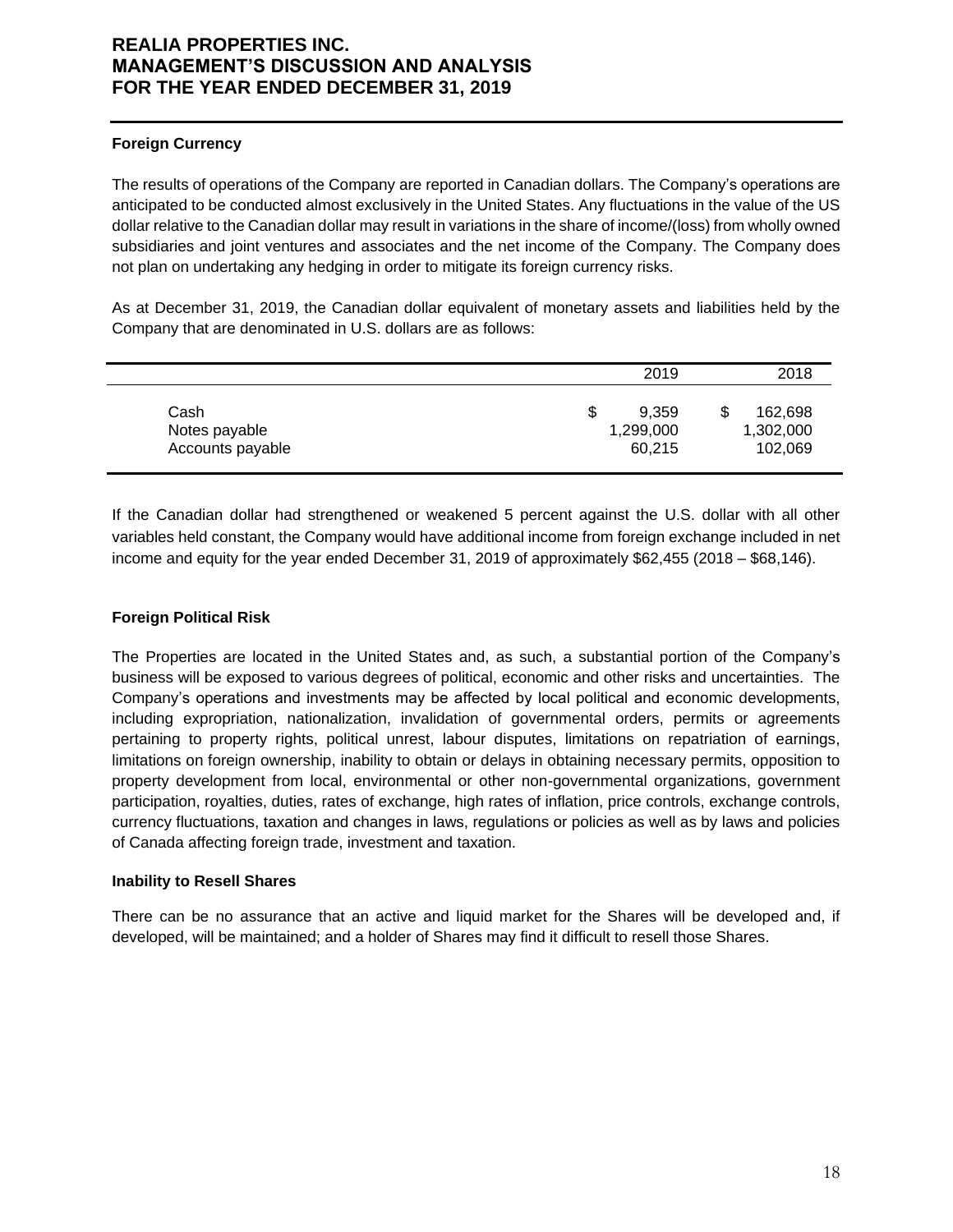#### Foreign Currency

The results of operations of the Company are reported in Canadian dollars. The Company's operations are anticipated to be conducted almost exclusively in the United States. Any fluctuations in the value of the US dollar relative to the Canadian dollar may result in variations in the share of income/(loss) from wholly owned subsidiaries and joint ventures and associates and the net income of the Company. The Company does not plan on undertaking any hedging in order to mitigate its foreign currency risks.

As at December 31, 2019, the Canadian dollar equivalent of monetary assets and liabilities held by the Company that are denominated in U.S. dollars are as follows:

| | 2019 | 2018 |
|---|---|---|
| Cash | $ 9,359 | $ 162,698 |
| Notes payable | 1,299,000 | 1,302,000 |
| Accounts payable | 60,215 | 102,069 |

If the Canadian dollar had strengthened or weakened 5 percent against the U.S. dollar with all other variables held constant, the Company would have additional income from foreign exchange included in net income and equity for the year ended December 31, 2019 of approximately $62,455 (2018 – $68,146).

#### Foreign Political Risk

The Properties are located in the United States and, as such, a substantial portion of the Company's business will be exposed to various degrees of political, economic and other risks and uncertainties. The Company's operations and investments may be affected by local political and economic developments, including expropriation, nationalization, invalidation of governmental orders, permits or agreements pertaining to property rights, political unrest, labour disputes, limitations on repatriation of earnings, limitations on foreign ownership, inability to obtain or delays in obtaining necessary permits, opposition to property development from local, environmental or other non-governmental organizations, government participation, royalties, duties, rates of exchange, high rates of inflation, price controls, exchange controls, currency fluctuations, taxation and changes in laws, regulations or policies as well as by laws and policies of Canada affecting foreign trade, investment and taxation.

#### Inability to Resell Shares

There can be no assurance that an active and liquid market for the Shares will be developed and, if developed, will be maintained; and a holder of Shares may find it difficult to resell those Shares.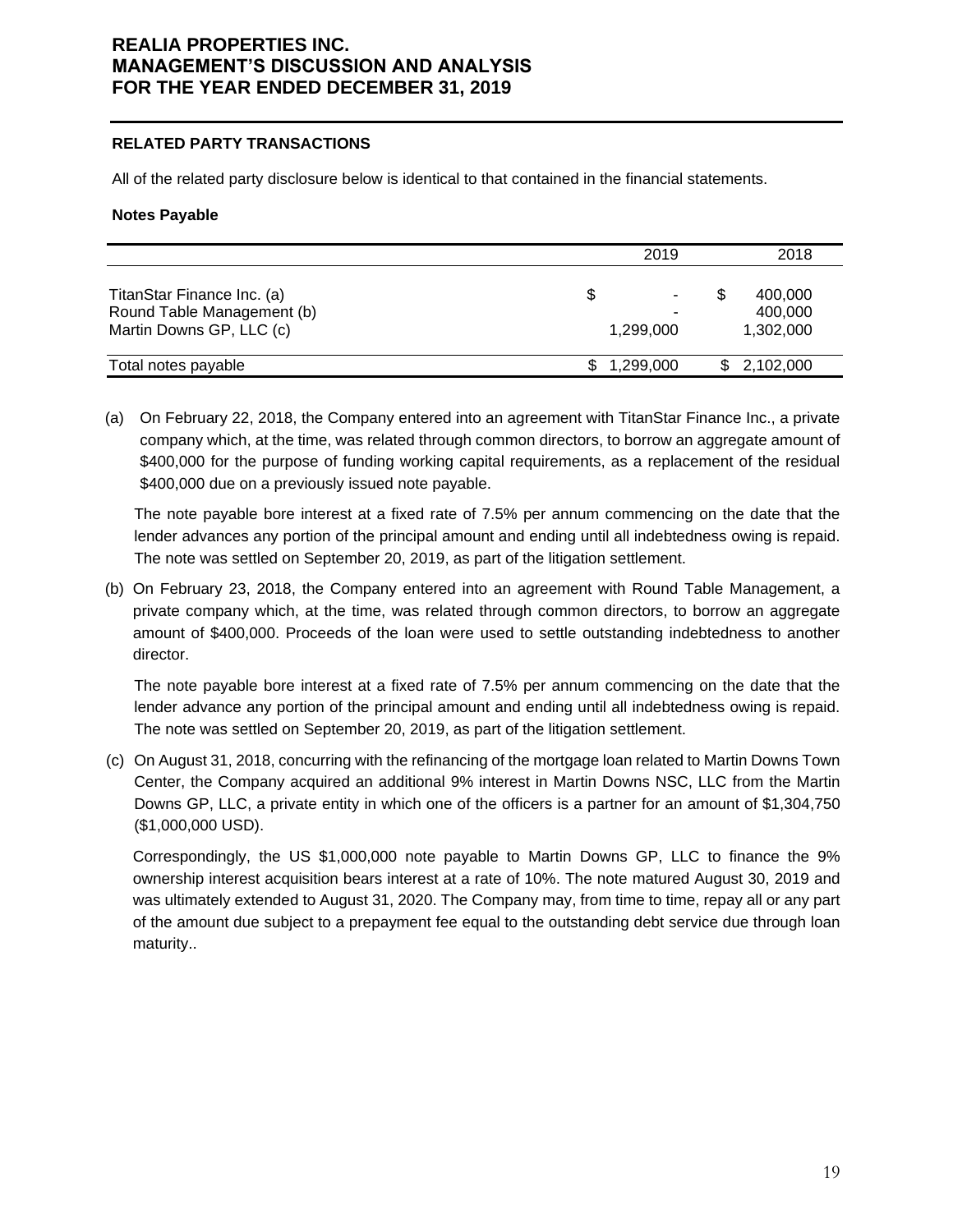## RELATED PARTY TRANSACTIONS

All of the related party disclosure below is identical to that contained in the financial statements.

### Notes Payable

| | 2019 | 2018 |
|---|---|---|
| TitanStar Finance Inc. (a) | $ - | $ 400,000 |
| Round Table Management (b) | - | 400,000 |
| Martin Downs GP, LLC (c) | 1,299,000 | 1,302,000 |
| Total notes payable | $ 1,299,000 | $ 2,102,000 |

(a) On February 22, 2018, the Company entered into an agreement with TitanStar Finance Inc., a private company which, at the time, was related through common directors, to borrow an aggregate amount of $400,000 for the purpose of funding working capital requirements, as a replacement of the residual $400,000 due on a previously issued note payable.

The note payable bore interest at a fixed rate of 7.5% per annum commencing on the date that the lender advances any portion of the principal amount and ending until all indebtedness owing is repaid. The note was settled on September 20, 2019, as part of the litigation settlement.

(b) On February 23, 2018, the Company entered into an agreement with Round Table Management, a private company which, at the time, was related through common directors, to borrow an aggregate amount of $400,000. Proceeds of the loan were used to settle outstanding indebtedness to another director.

The note payable bore interest at a fixed rate of 7.5% per annum commencing on the date that the lender advance any portion of the principal amount and ending until all indebtedness owing is repaid. The note was settled on September 20, 2019, as part of the litigation settlement.

(c) On August 31, 2018, concurring with the refinancing of the mortgage loan related to Martin Downs Town Center, the Company acquired an additional 9% interest in Martin Downs NSC, LLC from the Martin Downs GP, LLC, a private entity in which one of the officers is a partner for an amount of $1,304,750 ($1,000,000 USD).

Correspondingly, the US $1,000,000 note payable to Martin Downs GP, LLC to finance the 9% ownership interest acquisition bears interest at a rate of 10%. The note matured August 30, 2019 and was ultimately extended to August 31, 2020. The Company may, from time to time, repay all or any part of the amount due subject to a prepayment fee equal to the outstanding debt service due through loan maturity..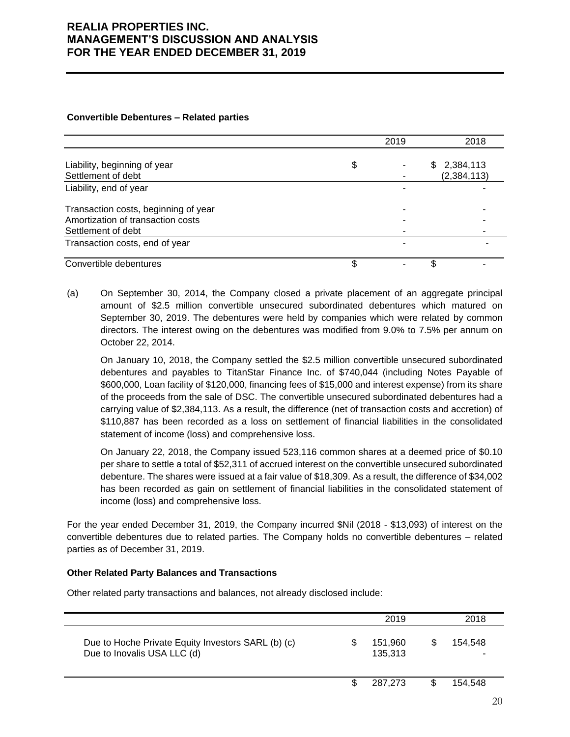**Convertible Debentures – Related parties**

| | 2019 | 2018 |
|---|---|---|
| Liability, beginning of year | $ - | $ 2,384,113 |
| Settlement of debt | - | (2,384,113) |
| Liability, end of year | - | - |
| Transaction costs, beginning of year | - | - |
| Amortization of transaction costs | - | - |
| Settlement of debt | - | - |
| Transaction costs, end of year | - | - |
| Convertible debentures | $ - | $ - |

(a) On September 30, 2014, the Company closed a private placement of an aggregate principal amount of $2.5 million convertible unsecured subordinated debentures which matured on September 30, 2019. The debentures were held by companies which were related by common directors. The interest owing on the debentures was modified from 9.0% to 7.5% per annum on October 22, 2014.

On January 10, 2018, the Company settled the $2.5 million convertible unsecured subordinated debentures and payables to TitanStar Finance Inc. of $740,044 (including Notes Payable of $600,000, Loan facility of $120,000, financing fees of $15,000 and interest expense) from its share of the proceeds from the sale of DSC. The convertible unsecured subordinated debentures had a carrying value of $2,384,113. As a result, the difference (net of transaction costs and accretion) of $110,887 has been recorded as a loss on settlement of financial liabilities in the consolidated statement of income (loss) and comprehensive loss.

On January 22, 2018, the Company issued 523,116 common shares at a deemed price of $0.10 per share to settle a total of $52,311 of accrued interest on the convertible unsecured subordinated debenture. The shares were issued at a fair value of $18,309. As a result, the difference of $34,002 has been recorded as gain on settlement of financial liabilities in the consolidated statement of income (loss) and comprehensive loss.

For the year ended December 31, 2019, the Company incurred $Nil (2018 - $13,093) of interest on the convertible debentures due to related parties. The Company holds no convertible debentures – related parties as of December 31, 2019.

**Other Related Party Balances and Transactions**

Other related party transactions and balances, not already disclosed include:

| | 2019 | 2018 |
|---|---|---|
| Due to Hoche Private Equity Investors SARL (b) (c) | $ 151,960 | $ 154,548 |
| Due to Inovalis USA LLC (d) | 135,313 | - |
| | $ 287,273 | $ 154,548 |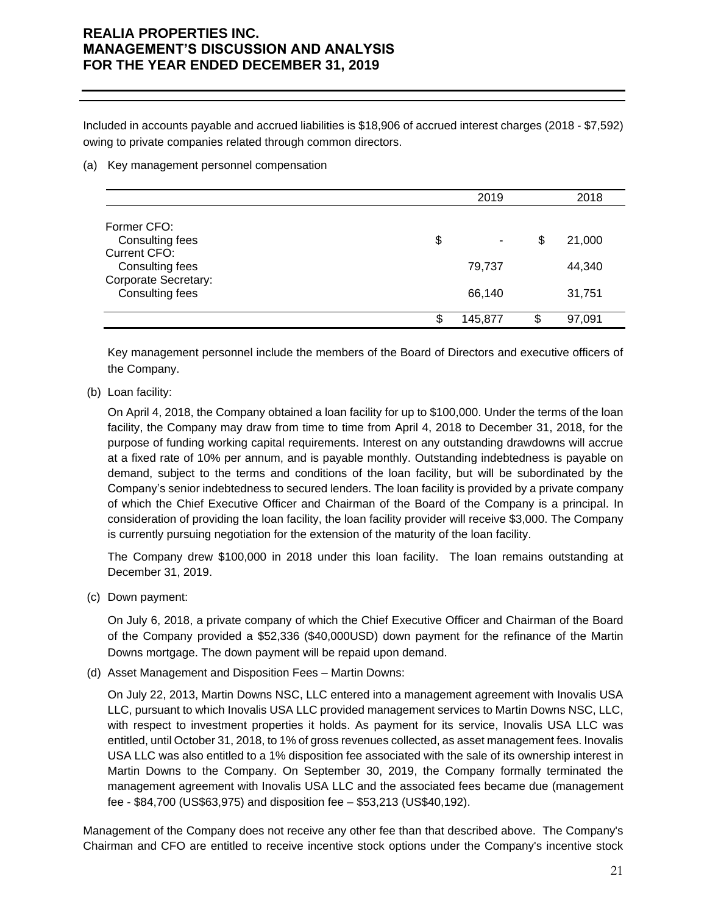Included in accounts payable and accrued liabilities is $18,906 of accrued interest charges (2018 - $7,592) owing to private companies related through common directors.

(a) Key management personnel compensation

| | 2019 | 2018 |
|---|---|---|
| Former CFO: | | |
| Consulting fees | $ - | $ 21,000 |
| Current CFO: | | |
| Consulting fees | 79,737 | 44,340 |
| Corporate Secretary: | | |
| Consulting fees | 66,140 | 31,751 |
| | $ 145,877 | $ 97,091 |

Key management personnel include the members of the Board of Directors and executive officers of the Company.

(b) Loan facility:

On April 4, 2018, the Company obtained a loan facility for up to $100,000. Under the terms of the loan facility, the Company may draw from time to time from April 4, 2018 to December 31, 2018, for the purpose of funding working capital requirements. Interest on any outstanding drawdowns will accrue at a fixed rate of 10% per annum, and is payable monthly. Outstanding indebtedness is payable on demand, subject to the terms and conditions of the loan facility, but will be subordinated by the Company's senior indebtedness to secured lenders. The loan facility is provided by a private company of which the Chief Executive Officer and Chairman of the Board of the Company is a principal. In consideration of providing the loan facility, the loan facility provider will receive $3,000. The Company is currently pursuing negotiation for the extension of the maturity of the loan facility.

The Company drew $100,000 in 2018 under this loan facility. The loan remains outstanding at December 31, 2019.

(c) Down payment:

On July 6, 2018, a private company of which the Chief Executive Officer and Chairman of the Board of the Company provided a $52,336 ($40,000USD) down payment for the refinance of the Martin Downs mortgage. The down payment will be repaid upon demand.

(d) Asset Management and Disposition Fees – Martin Downs:

On July 22, 2013, Martin Downs NSC, LLC entered into a management agreement with Inovalis USA LLC, pursuant to which Inovalis USA LLC provided management services to Martin Downs NSC, LLC, with respect to investment properties it holds. As payment for its service, Inovalis USA LLC was entitled, until October 31, 2018, to 1% of gross revenues collected, as asset management fees. Inovalis USA LLC was also entitled to a 1% disposition fee associated with the sale of its ownership interest in Martin Downs to the Company. On September 30, 2019, the Company formally terminated the management agreement with Inovalis USA LLC and the associated fees became due (management fee - $84,700 (US$63,975) and disposition fee – $53,213 (US$40,192).

Management of the Company does not receive any other fee than that described above. The Company's Chairman and CFO are entitled to receive incentive stock options under the Company's incentive stock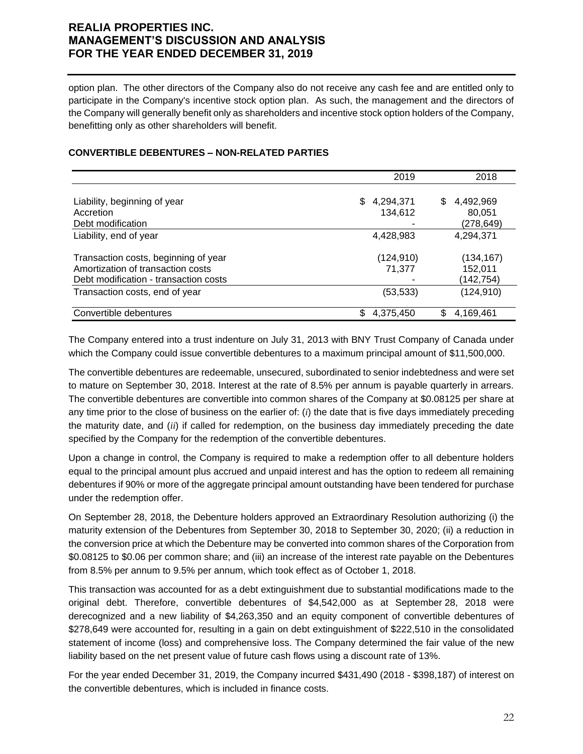option plan. The other directors of the Company also do not receive any cash fee and are entitled only to participate in the Company's incentive stock option plan. As such, the management and the directors of the Company will generally benefit only as shareholders and incentive stock option holders of the Company, benefitting only as other shareholders will benefit.

## CONVERTIBLE DEBENTURES – NON-RELATED PARTIES

| | 2019 | 2018 |
|---|---|---|
| Liability, beginning of year | $ 4,294,371 | $ 4,492,969 |
| Accretion | 134,612 | 80,051 |
| Debt modification | - | (278,649) |
| Liability, end of year | 4,428,983 | 4,294,371 |
| Transaction costs, beginning of year | (124,910) | (134,167) |
| Amortization of transaction costs | 71,377 | 152,011 |
| Debt modification - transaction costs | - | (142,754) |
| Transaction costs, end of year | (53,533) | (124,910) |
| Convertible debentures | $ 4,375,450 | $ 4,169,461 |

The Company entered into a trust indenture on July 31, 2013 with BNY Trust Company of Canada under which the Company could issue convertible debentures to a maximum principal amount of $11,500,000.

The convertible debentures are redeemable, unsecured, subordinated to senior indebtedness and were set to mature on September 30, 2018. Interest at the rate of 8.5% per annum is payable quarterly in arrears. The convertible debentures are convertible into common shares of the Company at $0.08125 per share at any time prior to the close of business on the earlier of: (*i*) the date that is five days immediately preceding the maturity date, and (*ii*) if called for redemption, on the business day immediately preceding the date specified by the Company for the redemption of the convertible debentures.

Upon a change in control, the Company is required to make a redemption offer to all debenture holders equal to the principal amount plus accrued and unpaid interest and has the option to redeem all remaining debentures if 90% or more of the aggregate principal amount outstanding have been tendered for purchase under the redemption offer.

On September 28, 2018, the Debenture holders approved an Extraordinary Resolution authorizing (i) the maturity extension of the Debentures from September 30, 2018 to September 30, 2020; (ii) a reduction in the conversion price at which the Debenture may be converted into common shares of the Corporation from $0.08125 to $0.06 per common share; and (iii) an increase of the interest rate payable on the Debentures from 8.5% per annum to 9.5% per annum, which took effect as of October 1, 2018.

This transaction was accounted for as a debt extinguishment due to substantial modifications made to the original debt. Therefore, convertible debentures of $4,542,000 as at September 28, 2018 were derecognized and a new liability of $4,263,350 and an equity component of convertible debentures of $278,649 were accounted for, resulting in a gain on debt extinguishment of $222,510 in the consolidated statement of income (loss) and comprehensive loss. The Company determined the fair value of the new liability based on the net present value of future cash flows using a discount rate of 13%.

For the year ended December 31, 2019, the Company incurred $431,490 (2018 - $398,187) of interest on the convertible debentures, which is included in finance costs.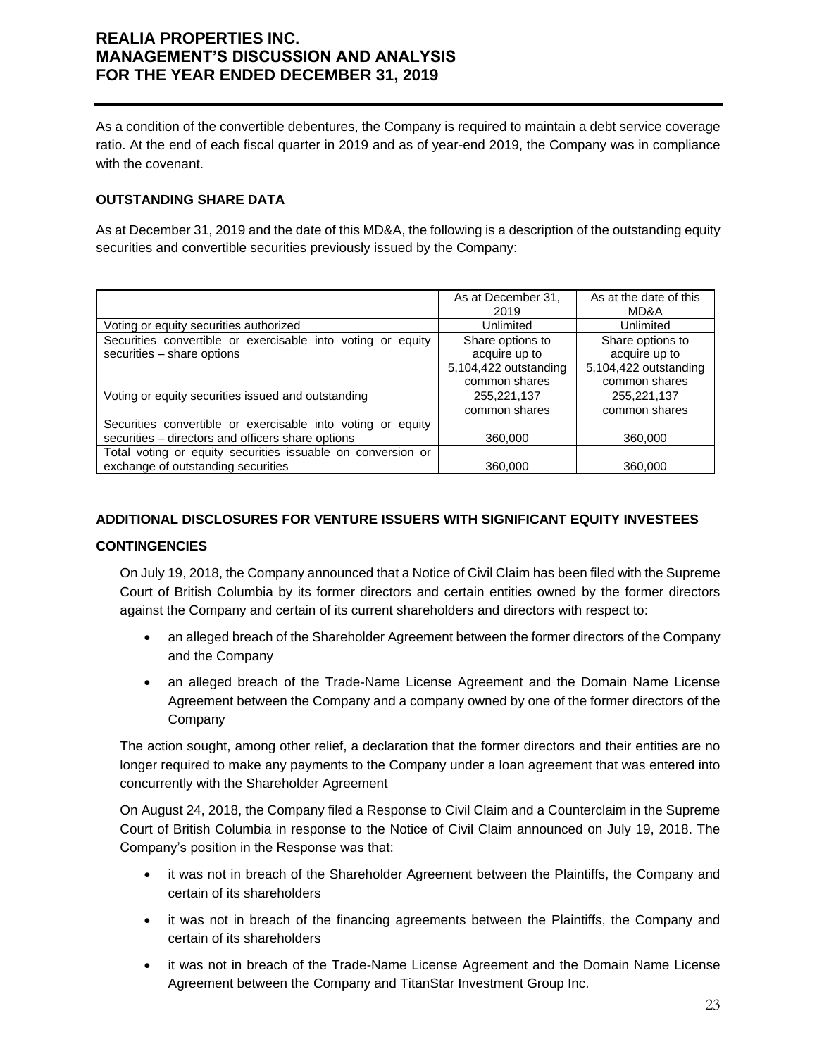As a condition of the convertible debentures, the Company is required to maintain a debt service coverage ratio. At the end of each fiscal quarter in 2019 and as of year-end 2019, the Company was in compliance with the covenant.

### OUTSTANDING SHARE DATA

As at December 31, 2019 and the date of this MD&A, the following is a description of the outstanding equity securities and convertible securities previously issued by the Company:

| | As at December 31, 2019 | As at the date of this MD&A |
|---|---|---|
| Voting or equity securities authorized | Unlimited | Unlimited |
| Securities convertible or exercisable into voting or equity securities – share options | Share options to acquire up to 5,104,422 outstanding common shares | Share options to acquire up to 5,104,422 outstanding common shares |
| Voting or equity securities issued and outstanding | 255,221,137 common shares | 255,221,137 common shares |
| Securities convertible or exercisable into voting or equity securities – directors and officers share options | 360,000 | 360,000 |
| Total voting or equity securities issuable on conversion or exchange of outstanding securities | 360,000 | 360,000 |

### ADDITIONAL DISCLOSURES FOR VENTURE ISSUERS WITH SIGNIFICANT EQUITY INVESTEES

### CONTINGENCIES

On July 19, 2018, the Company announced that a Notice of Civil Claim has been filed with the Supreme Court of British Columbia by its former directors and certain entities owned by the former directors against the Company and certain of its current shareholders and directors with respect to:

- an alleged breach of the Shareholder Agreement between the former directors of the Company and the Company
- an alleged breach of the Trade-Name License Agreement and the Domain Name License Agreement between the Company and a company owned by one of the former directors of the Company

The action sought, among other relief, a declaration that the former directors and their entities are no longer required to make any payments to the Company under a loan agreement that was entered into concurrently with the Shareholder Agreement

On August 24, 2018, the Company filed a Response to Civil Claim and a Counterclaim in the Supreme Court of British Columbia in response to the Notice of Civil Claim announced on July 19, 2018. The Company's position in the Response was that:

- it was not in breach of the Shareholder Agreement between the Plaintiffs, the Company and certain of its shareholders
- it was not in breach of the financing agreements between the Plaintiffs, the Company and certain of its shareholders
- it was not in breach of the Trade-Name License Agreement and the Domain Name License Agreement between the Company and TitanStar Investment Group Inc.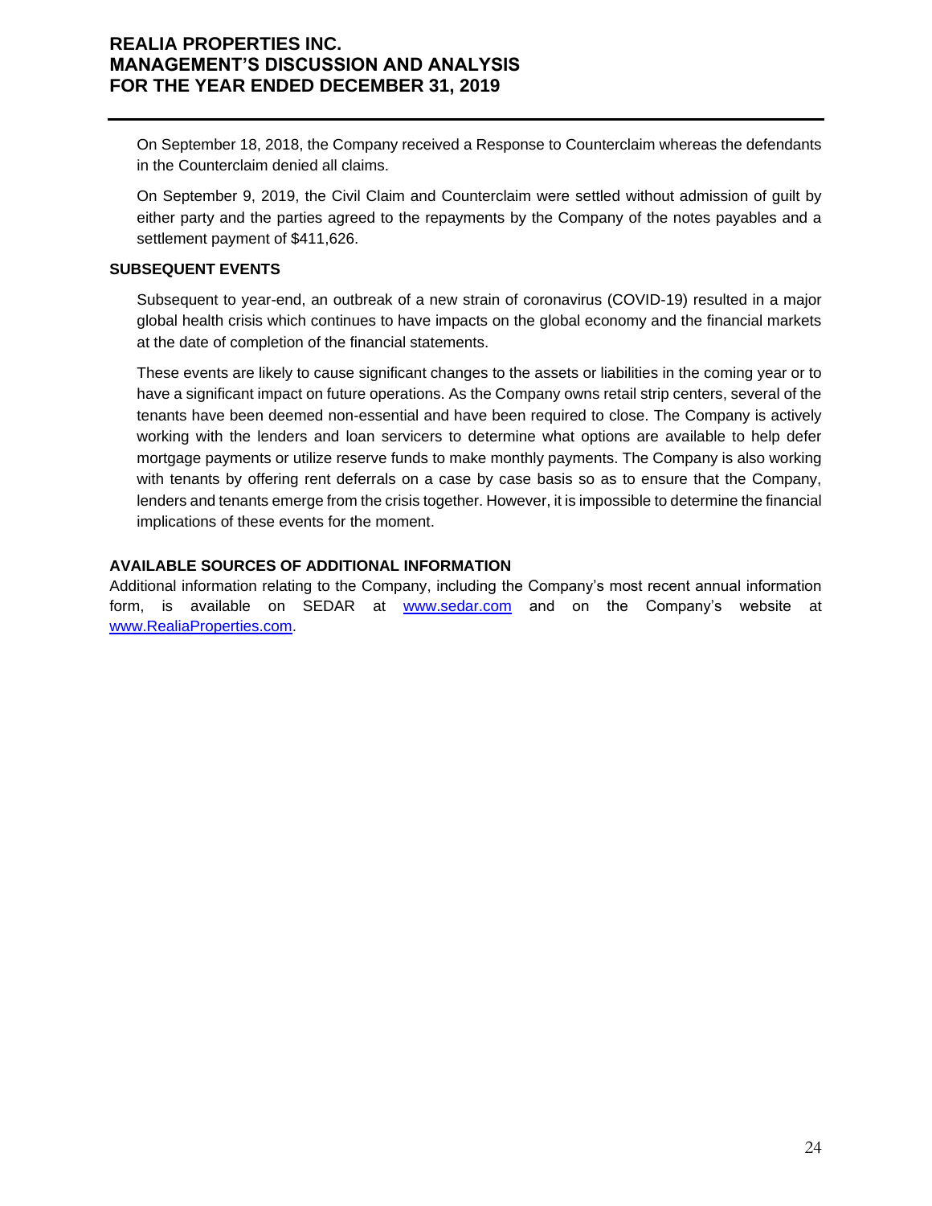On September 18, 2018, the Company received a Response to Counterclaim whereas the defendants in the Counterclaim denied all claims.

On September 9, 2019, the Civil Claim and Counterclaim were settled without admission of guilt by either party and the parties agreed to the repayments by the Company of the notes payables and a settlement payment of $411,626.

## SUBSEQUENT EVENTS

Subsequent to year-end, an outbreak of a new strain of coronavirus (COVID-19) resulted in a major global health crisis which continues to have impacts on the global economy and the financial markets at the date of completion of the financial statements.

These events are likely to cause significant changes to the assets or liabilities in the coming year or to have a significant impact on future operations. As the Company owns retail strip centers, several of the tenants have been deemed non-essential and have been required to close. The Company is actively working with the lenders and loan servicers to determine what options are available to help defer mortgage payments or utilize reserve funds to make monthly payments. The Company is also working with tenants by offering rent deferrals on a case by case basis so as to ensure that the Company, lenders and tenants emerge from the crisis together. However, it is impossible to determine the financial implications of these events for the moment.

## AVAILABLE SOURCES OF ADDITIONAL INFORMATION

Additional information relating to the Company, including the Company's most recent annual information form, is available on SEDAR at [www.sedar.com](http://www.sedar.com) and on the Company's website at [www.RealiaProperties.com](http://www.RealiaProperties.com).